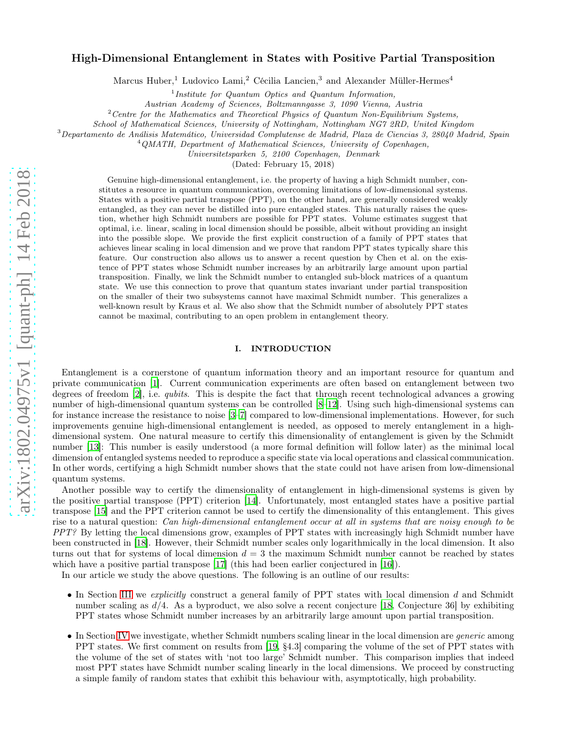# High-Dimensional Entanglement in States with Positive Partial Transposition

Marcus Huber,[1] Ludovico Lami,[2] Cécilia Lancien,[3] and Alexander Müller-Hermes[4]

[1] *Institute for Quantum Optics and Quantum Information, Austrian Academy of Sciences, Boltzmanngasse 3, 1090 Vienna, Austria*

[2] *Centre for the Mathematics and Theoretical Physics of Quantum Non-Equilibrium Systems, School of Mathematical Sciences, University of Nottingham, Nottingham NG7 2RD, United Kingdom*

[3] *Departamento de Análisis Matemático, Universidad Complutense de Madrid, Plaza de Ciencias 3, 28040 Madrid, Spain*

[4] *QMATH, Department of Mathematical Sciences, University of Copenhagen, Universitetsparken 5, 2100 Copenhagen, Denmark*

(Dated: February 15, 2018)

Genuine high-dimensional entanglement, i.e. the property of having a high Schmidt number, constitutes a resource in quantum communication, overcoming limitations of low-dimensional systems. States with a positive partial transpose (PPT), on the other hand, are generally considered weakly entangled, as they can never be distilled into pure entangled states. This naturally raises the question, whether high Schmidt numbers are possible for PPT states. Volume estimates suggest that optimal, i.e. linear, scaling in local dimension should be possible, albeit without providing an insight into the possible slope. We provide the first explicit construction of a family of PPT states that achieves linear scaling in local dimension and we prove that random PPT states typically share this feature. Our construction also allows us to answer a recent question by Chen et al. on the existence of PPT states whose Schmidt number increases by an arbitrarily large amount upon partial transposition. Finally, we link the Schmidt number to entangled sub-block matrices of a quantum state. We use this connection to prove that quantum states invariant under partial transposition on the smaller of their two subsystems cannot have maximal Schmidt number. This generalizes a well-known result by Kraus et al. We also show that the Schmidt number of absolutely PPT states cannot be maximal, contributing to an open problem in entanglement theory.

## I. INTRODUCTION

Entanglement is a cornerstone of quantum information theory and an important resource for quantum and private communication [1]. Current communication experiments are often based on entanglement between two degrees of freedom [2], i.e. *qubits*. This is despite the fact that through recent technological advances a growing number of high-dimensional quantum systems can be controlled [8–12]. Using such high-dimensional systems can for instance increase the resistance to noise [3–7] compared to low-dimensional implementations. However, for such improvements genuine high-dimensional entanglement is needed, as opposed to merely entanglement in a high-dimensional system. One natural measure to certify this dimensionality of entanglement is given by the Schmidt number [13]: This number is easily understood (a more formal definition will follow later) as the minimal local dimension of entangled systems needed to reproduce a specific state via local operations and classical communication. In other words, certifying a high Schmidt number shows that the state could not have arisen from low-dimensional quantum systems.

Another possible way to certify the dimensionality of entanglement in high-dimensional systems is given by the positive partial transpose (PPT) criterion [14]. Unfortunately, most entangled states have a positive partial transpose [15] and the PPT criterion cannot be used to certify the dimensionality of this entanglement. This gives rise to a natural question: *Can high-dimensional entanglement occur at all in systems that are noisy enough to be PPT?* By letting the local dimensions grow, examples of PPT states with increasingly high Schmidt number have been constructed in [18]. However, their Schmidt number scales only logarithmically in the local dimension. It also turns out that for systems of local dimension $d = 3$ the maximum Schmidt number cannot be reached by states which have a positive partial transpose [17] (this had been earlier conjectured in [16]).

In our article we study the above questions. The following is an outline of our results:

- In Section III we *explicitly* construct a general family of PPT states with local dimension $d$ and Schmidt number scaling as $d/4$. As a byproduct, we also solve a recent conjecture [18, Conjecture 36] by exhibiting PPT states whose Schmidt number increases by an arbitrarily large amount upon partial transposition.
- In Section IV we investigate, whether Schmidt numbers scaling linear in the local dimension are *generic* among PPT states. We first comment on results from [19, §4.3] comparing the volume of the set of PPT states with the volume of the set of states with 'not too large' Schmidt number. This comparison implies that indeed most PPT states have Schmidt number scaling linearly in the local dimensions. We proceed by constructing a simple family of random states that exhibit this behaviour with, asymptotically, high probability.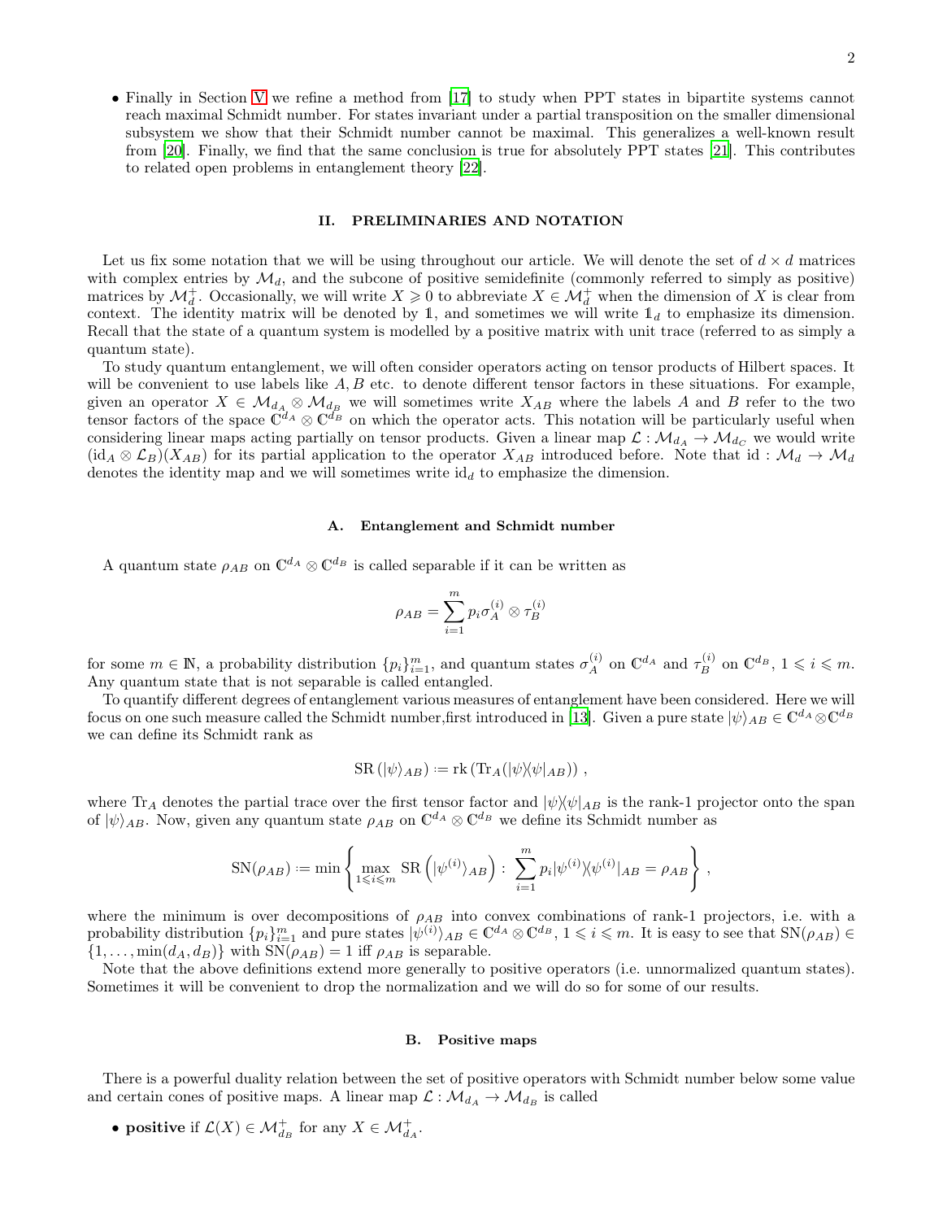- Finally in Section V we refine a method from [17] to study when PPT states in bipartite systems cannot reach maximal Schmidt number. For states invariant under a partial transposition on the smaller dimensional subsystem we show that their Schmidt number cannot be maximal. This generalizes a well-known result from [20]. Finally, we find that the same conclusion is true for absolutely PPT states [21]. This contributes to related open problems in entanglement theory [22].

## II. PRELIMINARIES AND NOTATION

Let us fix some notation that we will be using throughout our article. We will denote the set of $d \times d$ matrices with complex entries by $\mathcal{M}_d$, and the subcone of positive semidefinite (commonly referred to simply as positive) matrices by $\mathcal{M}_d^+$. Occasionally, we will write $X \geqslant 0$ to abbreviate $X \in \mathcal{M}_d^+$ when the dimension of $X$ is clear from context. The identity matrix will be denoted by $\mathbb{1}$, and sometimes we will write $\mathbb{1}_d$ to emphasize its dimension. Recall that the state of a quantum system is modelled by a positive matrix with unit trace (referred to as simply a quantum state).

To study quantum entanglement, we will often consider operators acting on tensor products of Hilbert spaces. It will be convenient to use labels like $A, B$ etc. to denote different tensor factors in these situations. For example, given an operator $X \in \mathcal{M}_{d_A} \otimes \mathcal{M}_{d_B}$ we will sometimes write $X_{AB}$ where the labels $A$ and $B$ refer to the two tensor factors of the space $\mathbb{C}^{d_A} \otimes \mathbb{C}^{d_B}$ on which the operator acts. This notation will be particularly useful when considering linear maps acting partially on tensor products. Given a linear map $\mathcal{L} : \mathcal{M}_{d_A} \to \mathcal{M}_{d_C}$ we would write $(\mathrm{id}_A \otimes \mathcal{L}_B)(X_{AB})$ for its partial application to the operator $X_{AB}$ introduced before. Note that $\mathrm{id} : \mathcal{M}_d \to \mathcal{M}_d$ denotes the identity map and we will sometimes write $\mathrm{id}_d$ to emphasize the dimension.

### A. Entanglement and Schmidt number

A quantum state $\rho_{AB}$ on $\mathbb{C}^{d_A} \otimes \mathbb{C}^{d_B}$ is called separable if it can be written as

$$\rho_{AB} = \sum_{i=1}^{m} p_i \sigma_A^{(i)} \otimes \tau_B^{(i)}$$

for some $m \in \mathbb{N}$, a probability distribution $\{p_i\}_{i=1}^m$, and quantum states $\sigma_A^{(i)}$ on $\mathbb{C}^{d_A}$ and $\tau_B^{(i)}$ on $\mathbb{C}^{d_B}$, $1 \leqslant i \leqslant m$. Any quantum state that is not separable is called entangled.

To quantify different degrees of entanglement various measures of entanglement have been considered. Here we will focus on one such measure called the Schmidt number,first introduced in [13]. Given a pure state $|\psi\rangle_{AB} \in \mathbb{C}^{d_A} \otimes \mathbb{C}^{d_B}$ we can define its Schmidt rank as

$$\mathrm{SR}\left(|\psi\rangle_{AB}\right) := \mathrm{rk}\left(\mathrm{Tr}_A(|\psi\rangle\langle\psi|_{AB})\right),$$

where $\mathrm{Tr}_A$ denotes the partial trace over the first tensor factor and $|\psi\rangle\langle\psi|_{AB}$ is the rank-1 projector onto the span of $|\psi\rangle_{AB}$. Now, given any quantum state $\rho_{AB}$ on $\mathbb{C}^{d_A} \otimes \mathbb{C}^{d_B}$ we define its Schmidt number as

$$\mathrm{SN}(\rho_{AB}) := \min\left\{ \max_{1 \leqslant i \leqslant m} \mathrm{SR}\left(|\psi^{(i)}\rangle_{AB}\right) : \sum_{i=1}^{m} p_i |\psi^{(i)}\rangle\langle\psi^{(i)}|_{AB} = \rho_{AB} \right\},$$

where the minimum is over decompositions of $\rho_{AB}$ into convex combinations of rank-1 projectors, i.e. with a probability distribution $\{p_i\}_{i=1}^m$ and pure states $|\psi^{(i)}\rangle_{AB} \in \mathbb{C}^{d_A} \otimes \mathbb{C}^{d_B}$, $1 \leqslant i \leqslant m$. It is easy to see that $\mathrm{SN}(\rho_{AB}) \in \{1, \ldots, \min(d_A, d_B)\}$ with $\mathrm{SN}(\rho_{AB}) = 1$ iff $\rho_{AB}$ is separable.

Note that the above definitions extend more generally to positive operators (i.e. unnormalized quantum states). Sometimes it will be convenient to drop the normalization and we will do so for some of our results.

### B. Positive maps

There is a powerful duality relation between the set of positive operators with Schmidt number below some value and certain cones of positive maps. A linear map $\mathcal{L} : \mathcal{M}_{d_A} \to \mathcal{M}_{d_B}$ is called

- **positive** if $\mathcal{L}(X) \in \mathcal{M}_{d_B}^+$ for any $X \in \mathcal{M}_{d_A}^+$.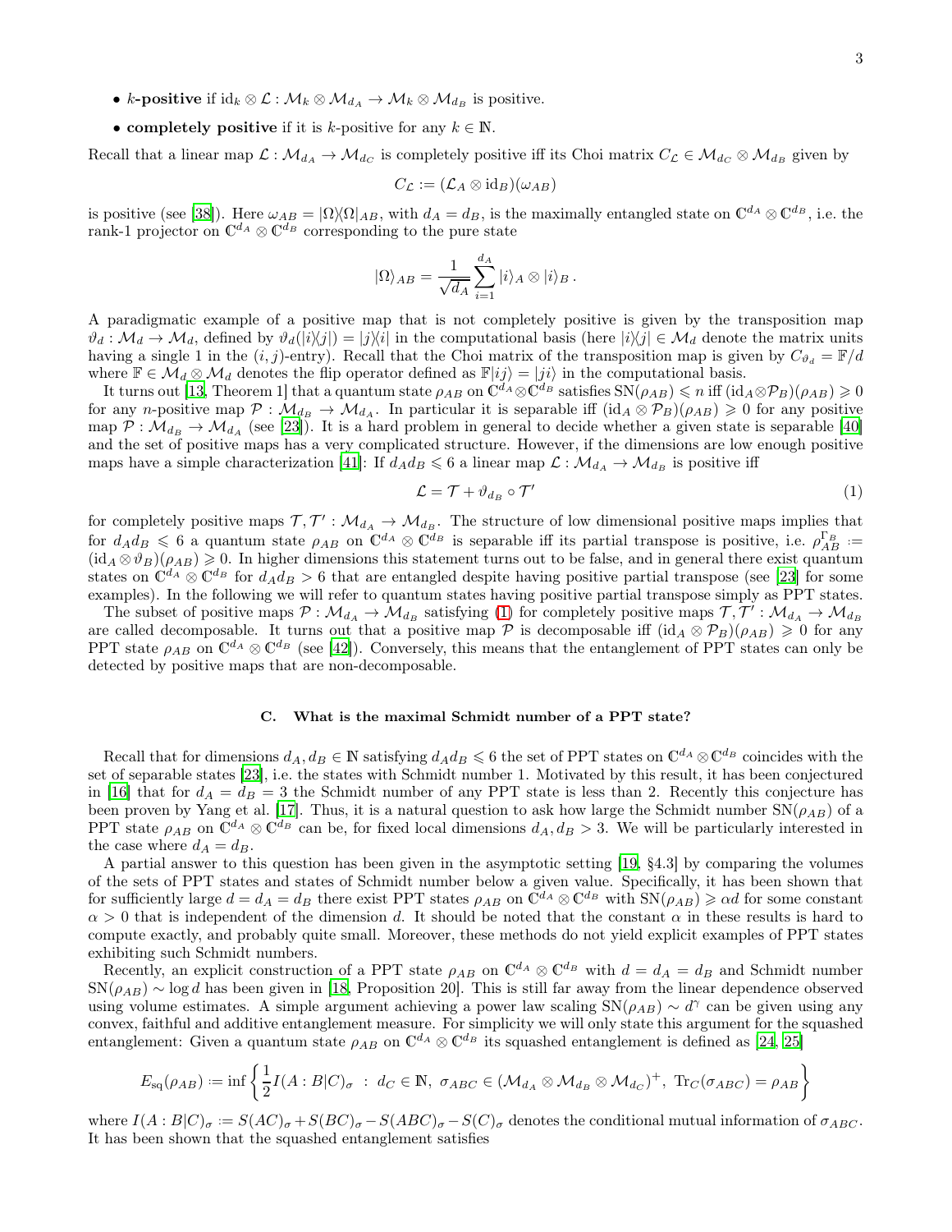- **$k$-positive** if $\text{id}_k \otimes \mathcal{L} : \mathcal{M}_k \otimes \mathcal{M}_{d_A} \to \mathcal{M}_k \otimes \mathcal{M}_{d_B}$ is positive.
- **completely positive** if it is $k$-positive for any $k \in \mathbb{N}$.

Recall that a linear map $\mathcal{L} : \mathcal{M}_{d_A} \to \mathcal{M}_{d_C}$ is completely positive iff its Choi matrix $C_{\mathcal{L}} \in \mathcal{M}_{d_C} \otimes \mathcal{M}_{d_B}$ given by

$$C_{\mathcal{L}} := (\mathcal{L}_A \otimes \text{id}_B)(\omega_{AB})$$

is positive (see [38]). Here $\omega_{AB} = |\Omega\rangle\langle\Omega|_{AB}$, with $d_A = d_B$, is the maximally entangled state on $\mathbb{C}^{d_A} \otimes \mathbb{C}^{d_B}$, i.e. the rank-1 projector on $\mathbb{C}^{d_A} \otimes \mathbb{C}^{d_B}$ corresponding to the pure state

$$|\Omega\rangle_{AB} = \frac{1}{\sqrt{d_A}} \sum_{i=1}^{d_A} |i\rangle_A \otimes |i\rangle_B .$$

A paradigmatic example of a positive map that is not completely positive is given by the transposition map $\vartheta_d : \mathcal{M}_d \to \mathcal{M}_d$, defined by $\vartheta_d(|i\rangle\langle j|) = |j\rangle\langle i|$ in the computational basis (here $|i\rangle\langle j| \in \mathcal{M}_d$ denote the matrix units having a single 1 in the $(i, j)$-entry). Recall that the Choi matrix of the transposition map is given by $C_{\vartheta_d} = \mathbb{F}/d$ where $\mathbb{F} \in \mathcal{M}_d \otimes \mathcal{M}_d$ denotes the flip operator defined as $\mathbb{F}|ij\rangle = |ji\rangle$ in the computational basis.

It turns out [13, Theorem 1] that a quantum state $\rho_{AB}$ on $\mathbb{C}^{d_A} \otimes \mathbb{C}^{d_B}$ satisfies $\text{SN}(\rho_{AB}) \leqslant n$ iff $(\text{id}_A \otimes \mathcal{P}_B)(\rho_{AB}) \geqslant 0$ for any $n$-positive map $\mathcal{P} : \mathcal{M}_{d_B} \to \mathcal{M}_{d_A}$. In particular it is separable iff $(\text{id}_A \otimes \mathcal{P}_B)(\rho_{AB}) \geqslant 0$ for any positive map $\mathcal{P} : \mathcal{M}_{d_B} \to \mathcal{M}_{d_A}$ (see [23]). It is a hard problem in general to decide whether a given state is separable [40] and the set of positive maps has a very complicated structure. However, if the dimensions are low enough positive maps have a simple characterization [41]: If $d_A d_B \leqslant 6$ a linear map $\mathcal{L} : \mathcal{M}_{d_A} \to \mathcal{M}_{d_B}$ is positive iff

$$\mathcal{L} = \mathcal{T} + \vartheta_{d_B} \circ \mathcal{T}' \tag{1}$$

for completely positive maps $\mathcal{T}, \mathcal{T}' : \mathcal{M}_{d_A} \to \mathcal{M}_{d_B}$. The structure of low dimensional positive maps implies that for $d_A d_B \leqslant 6$ a quantum state $\rho_{AB}$ on $\mathbb{C}^{d_A} \otimes \mathbb{C}^{d_B}$ is separable iff its partial transpose is positive, i.e. $\rho_{AB}^{\Gamma_B} := (\text{id}_A \otimes \vartheta_B)(\rho_{AB}) \geqslant 0$. In higher dimensions this statement turns out to be false, and in general there exist quantum states on $\mathbb{C}^{d_A} \otimes \mathbb{C}^{d_B}$ for $d_A d_B > 6$ that are entangled despite having positive partial transpose (see [23] for some examples). In the following we will refer to quantum states having positive partial transpose simply as PPT states.

The subset of positive maps $\mathcal{P} : \mathcal{M}_{d_A} \to \mathcal{M}_{d_B}$ satisfying (1) for completely positive maps $\mathcal{T}, \mathcal{T}' : \mathcal{M}_{d_A} \to \mathcal{M}_{d_B}$ are called decomposable. It turns out that a positive map $\mathcal{P}$ is decomposable iff $(\text{id}_A \otimes \mathcal{P}_B)(\rho_{AB}) \geqslant 0$ for any PPT state $\rho_{AB}$ on $\mathbb{C}^{d_A} \otimes \mathbb{C}^{d_B}$ (see [42]). Conversely, this means that the entanglement of PPT states can only be detected by positive maps that are non-decomposable.

### C. What is the maximal Schmidt number of a PPT state?

Recall that for dimensions $d_A, d_B \in \mathbb{N}$ satisfying $d_A d_B \leqslant 6$ the set of PPT states on $\mathbb{C}^{d_A} \otimes \mathbb{C}^{d_B}$ coincides with the set of separable states [23], i.e. the states with Schmidt number 1. Motivated by this result, it has been conjectured in [16] that for $d_A = d_B = 3$ the Schmidt number of any PPT state is less than 2. Recently this conjecture has been proven by Yang et al. [17]. Thus, it is a natural question to ask how large the Schmidt number $\text{SN}(\rho_{AB})$ of a PPT state $\rho_{AB}$ on $\mathbb{C}^{d_A} \otimes \mathbb{C}^{d_B}$ can be, for fixed local dimensions $d_A, d_B > 3$. We will be particularly interested in the case where $d_A = d_B$.

A partial answer to this question has been given in the asymptotic setting [19, §4.3] by comparing the volumes of the sets of PPT states and states of Schmidt number below a given value. Specifically, it has been shown that for sufficiently large $d = d_A = d_B$ there exist PPT states $\rho_{AB}$ on $\mathbb{C}^{d_A} \otimes \mathbb{C}^{d_B}$ with $\text{SN}(\rho_{AB}) \geqslant \alpha d$ for some constant $\alpha > 0$ that is independent of the dimension $d$. It should be noted that the constant $\alpha$ in these results is hard to compute exactly, and probably quite small. Moreover, these methods do not yield explicit examples of PPT states exhibiting such Schmidt numbers.

Recently, an explicit construction of a PPT state $\rho_{AB}$ on $\mathbb{C}^{d_A} \otimes \mathbb{C}^{d_B}$ with $d = d_A = d_B$ and Schmidt number $\text{SN}(\rho_{AB}) \sim \log d$ has been given in [18, Proposition 20]. This is still far away from the linear dependence observed using volume estimates. A simple argument achieving a power law scaling $\text{SN}(\rho_{AB}) \sim d^{\gamma}$ can be given using any convex, faithful and additive entanglement measure. For simplicity we will only state this argument for the squashed entanglement: Given a quantum state $\rho_{AB}$ on $\mathbb{C}^{d_A} \otimes \mathbb{C}^{d_B}$ its squashed entanglement is defined as [24, 25]

$$E_{\text{sq}}(\rho_{AB}) := \inf \left\{ \frac{1}{2} I(A : B|C)_\sigma \ : \ d_C \in \mathbb{N}, \ \sigma_{ABC} \in (\mathcal{M}_{d_A} \otimes \mathcal{M}_{d_B} \otimes \mathcal{M}_{d_C})^+, \ \text{Tr}_C(\sigma_{ABC}) = \rho_{AB} \right\}$$

where $I(A : B|C)_\sigma := S(AC)_\sigma + S(BC)_\sigma - S(ABC)_\sigma - S(C)_\sigma$ denotes the conditional mutual information of $\sigma_{ABC}$. It has been shown that the squashed entanglement satisfies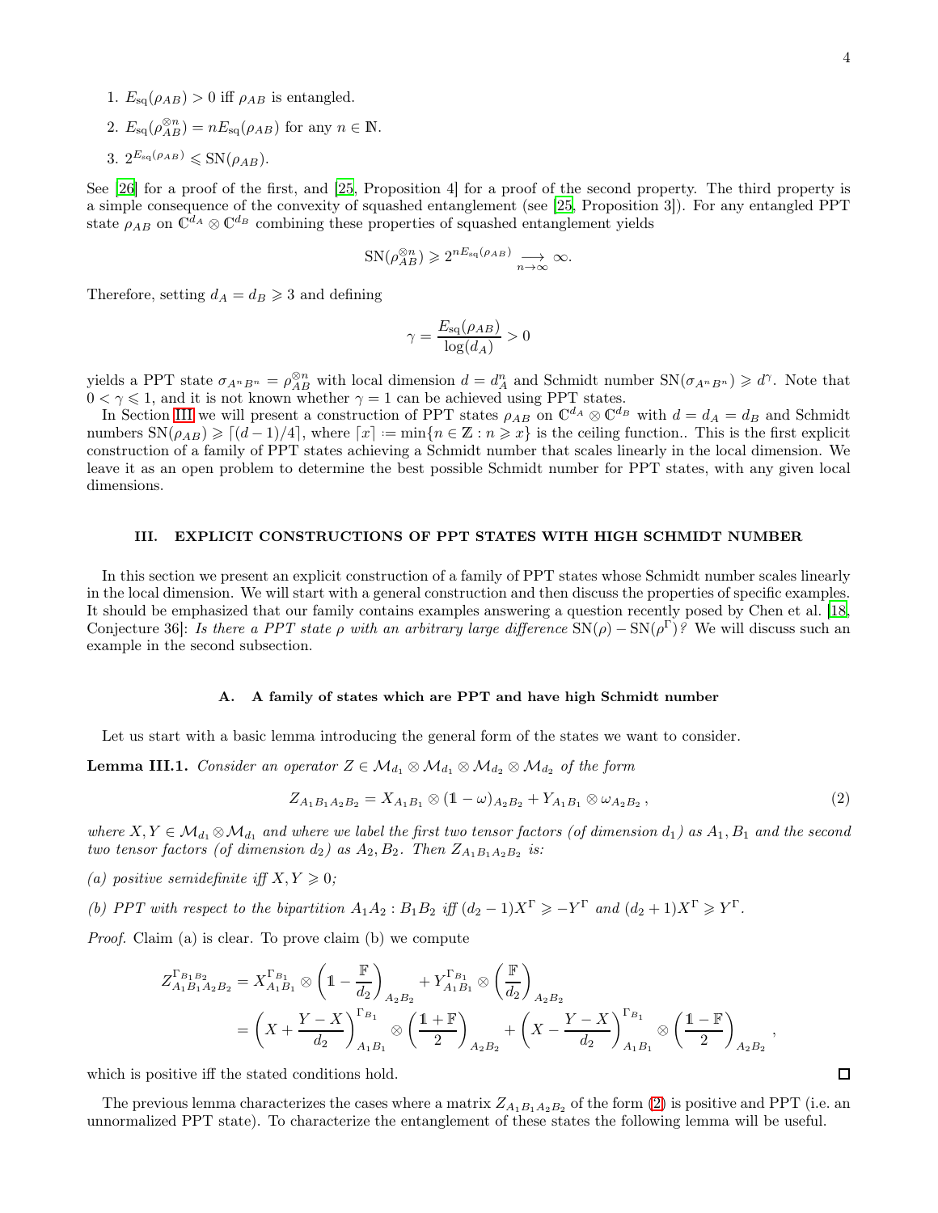1. $E_{\rm sq}(\rho_{AB}) > 0$ iff $\rho_{AB}$ is entangled.
2. $E_{\rm sq}(\rho_{AB}^{\otimes n}) = nE_{\rm sq}(\rho_{AB})$ for any $n \in \mathbb{N}$.
3. $2^{E_{\rm sq}(\rho_{AB})} \leqslant \mathrm{SN}(\rho_{AB})$.

See [26] for a proof of the first, and [25, Proposition 4] for a proof of the second property. The third property is a simple consequence of the convexity of squashed entanglement (see [25, Proposition 3]). For any entangled PPT state $\rho_{AB}$ on $\mathbb{C}^{d_A} \otimes \mathbb{C}^{d_B}$ combining these properties of squashed entanglement yields

$$\mathrm{SN}(\rho_{AB}^{\otimes n}) \geqslant 2^{nE_{\rm sq}(\rho_{AB})} \underset{n\to\infty}{\longrightarrow} \infty.$$

Therefore, setting $d_A = d_B \geqslant 3$ and defining

$$\gamma = \frac{E_{\rm sq}(\rho_{AB})}{\log(d_A)} > 0$$

yields a PPT state $\sigma_{A^nB^n} = \rho_{AB}^{\otimes n}$ with local dimension $d = d_A^n$ and Schmidt number $\mathrm{SN}(\sigma_{A^nB^n}) \geqslant d^\gamma$. Note that $0 < \gamma \leqslant 1$, and it is not known whether $\gamma = 1$ can be achieved using PPT states.

In Section III we will present a construction of PPT states $\rho_{AB}$ on $\mathbb{C}^{d_A} \otimes \mathbb{C}^{d_B}$ with $d = d_A = d_B$ and Schmidt numbers $\mathrm{SN}(\rho_{AB}) \geqslant \lceil (d-1)/4 \rceil$, where $\lceil x \rceil \coloneqq \min\{n \in \mathbb{Z} : n \geqslant x\}$ is the ceiling function.. This is the first explicit construction of a family of PPT states achieving a Schmidt number that scales linearly in the local dimension. We leave it as an open problem to determine the best possible Schmidt number for PPT states, with any given local dimensions.

## III. EXPLICIT CONSTRUCTIONS OF PPT STATES WITH HIGH SCHMIDT NUMBER

In this section we present an explicit construction of a family of PPT states whose Schmidt number scales linearly in the local dimension. We will start with a general construction and then discuss the properties of specific examples. It should be emphasized that our family contains examples answering a question recently posed by Chen et al. [18, Conjecture 36]: *Is there a PPT state $\rho$ with an arbitrary large difference $\mathrm{SN}(\rho) - \mathrm{SN}(\rho^\Gamma)$?* We will discuss such an example in the second subsection.

### A. A family of states which are PPT and have high Schmidt number

Let us start with a basic lemma introducing the general form of the states we want to consider.

**Lemma III.1.** *Consider an operator $Z \in \mathcal{M}_{d_1} \otimes \mathcal{M}_{d_1} \otimes \mathcal{M}_{d_2} \otimes \mathcal{M}_{d_2}$ of the form*

$$Z_{A_1B_1A_2B_2} = X_{A_1B_1} \otimes (\mathbb{1} - \omega)_{A_2B_2} + Y_{A_1B_1} \otimes \omega_{A_2B_2}\,, \tag{2}$$

*where $X, Y \in \mathcal{M}_{d_1} \otimes \mathcal{M}_{d_1}$ and where we label the first two tensor factors (of dimension $d_1$) as $A_1, B_1$ and the second two tensor factors (of dimension $d_2$) as $A_2, B_2$. Then $Z_{A_1B_1A_2B_2}$ is:*

*(a) positive semidefinite iff $X, Y \geqslant 0$;*

*(b) PPT with respect to the bipartition $A_1A_2 : B_1B_2$ iff $(d_2-1)X^\Gamma \geqslant -Y^\Gamma$ and $(d_2+1)X^\Gamma \geqslant Y^\Gamma$.*

*Proof.* Claim (a) is clear. To prove claim (b) we compute

$$\begin{aligned}
Z^{\Gamma_{B_1B_2}}_{A_1B_1A_2B_2} &= X^{\Gamma_{B_1}}_{A_1B_1} \otimes \left(\mathbb{1} - \frac{\mathbb{F}}{d_2}\right)_{A_2B_2} + Y^{\Gamma_{B_1}}_{A_1B_1} \otimes \left(\frac{\mathbb{F}}{d_2}\right)_{A_2B_2} \\
&= \left(X + \frac{Y-X}{d_2}\right)^{\Gamma_{B_1}}_{A_1B_1} \otimes \left(\frac{\mathbb{1}+\mathbb{F}}{2}\right)_{A_2B_2} + \left(X - \frac{Y-X}{d_2}\right)^{\Gamma_{B_1}}_{A_1B_1} \otimes \left(\frac{\mathbb{1}-\mathbb{F}}{2}\right)_{A_2B_2},
\end{aligned}$$

which is positive iff the stated conditions hold. ◻

The previous lemma characterizes the cases where a matrix $Z_{A_1B_1A_2B_2}$ of the form (2) is positive and PPT (i.e. an unnormalized PPT state). To characterize the entanglement of these states the following lemma will be useful.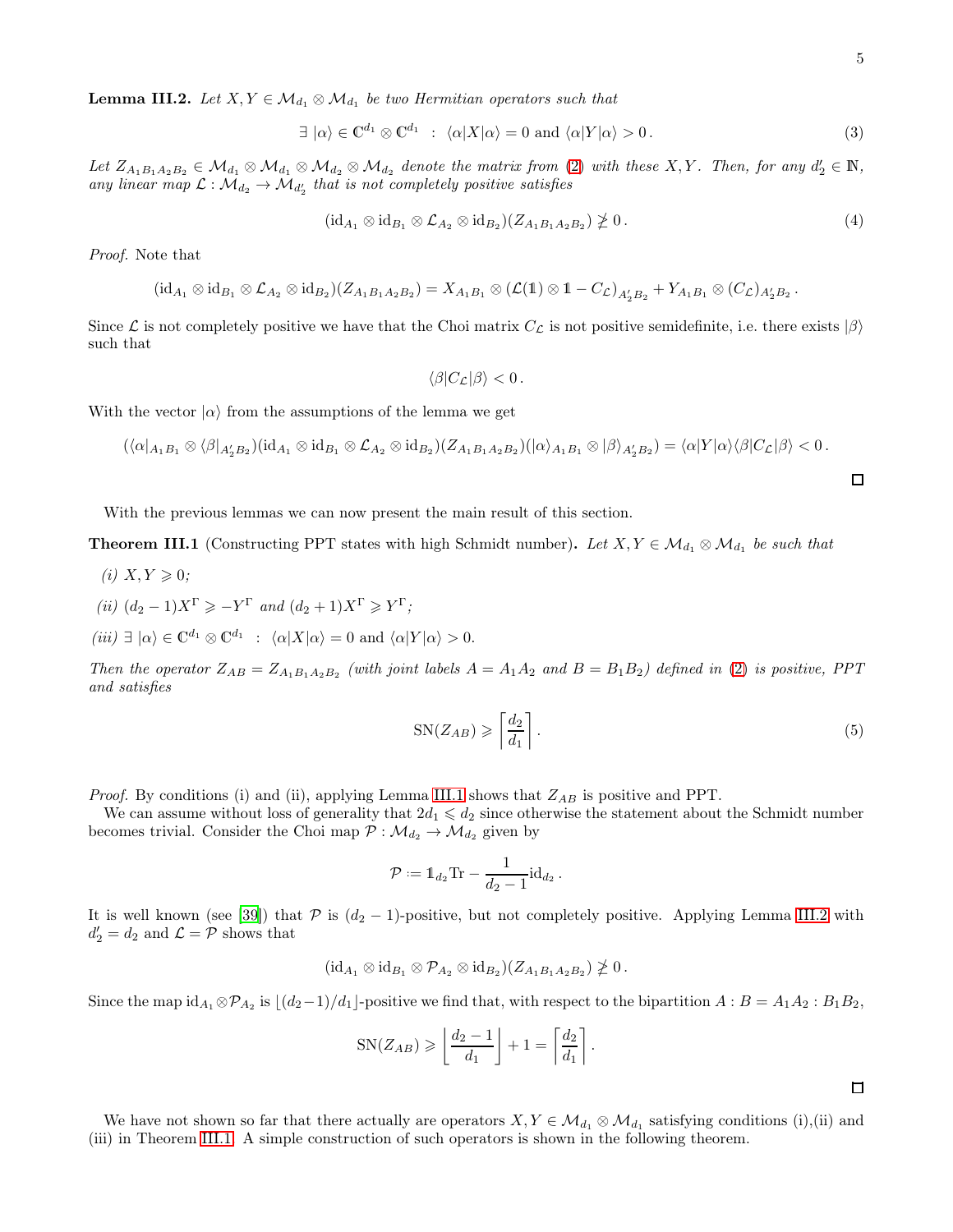**Lemma III.2.** *Let $X, Y \in \mathcal{M}_{d_1} \otimes \mathcal{M}_{d_1}$ be two Hermitian operators such that*

$$\exists\, |\alpha\rangle \in \mathbb{C}^{d_1} \otimes \mathbb{C}^{d_1} \;\; : \;\; \langle\alpha|X|\alpha\rangle = 0 \text{ and } \langle\alpha|Y|\alpha\rangle > 0\,. \tag{3}$$

*Let $Z_{A_1B_1A_2B_2} \in \mathcal{M}_{d_1} \otimes \mathcal{M}_{d_1} \otimes \mathcal{M}_{d_2} \otimes \mathcal{M}_{d_2}$ denote the matrix from (2) with these $X, Y$. Then, for any $d_2' \in \mathbb{N}$, any linear map $\mathcal{L} : \mathcal{M}_{d_2} \to \mathcal{M}_{d_2'}$ that is not completely positive satisfies*

$$(\mathrm{id}_{A_1} \otimes \mathrm{id}_{B_1} \otimes \mathcal{L}_{A_2} \otimes \mathrm{id}_{B_2})(Z_{A_1B_1A_2B_2}) \ngeqslant 0\,. \tag{4}$$

*Proof.* Note that

$$(\mathrm{id}_{A_1} \otimes \mathrm{id}_{B_1} \otimes \mathcal{L}_{A_2} \otimes \mathrm{id}_{B_2})(Z_{A_1B_1A_2B_2}) = X_{A_1B_1} \otimes (\mathcal{L}(\mathbb{1}) \otimes \mathbb{1} - C_{\mathcal{L}})_{A_2'B_2} + Y_{A_1B_1} \otimes (C_{\mathcal{L}})_{A_2'B_2}\,.$$

Since $\mathcal{L}$ is not completely positive we have that the Choi matrix $C_{\mathcal{L}}$ is not positive semidefinite, i.e. there exists $|\beta\rangle$ such that

$$\langle\beta|C_{\mathcal{L}}|\beta\rangle < 0\,.$$

With the vector $|\alpha\rangle$ from the assumptions of the lemma we get

$$(\langle\alpha|_{A_1B_1} \otimes \langle\beta|_{A_2'B_2})(\mathrm{id}_{A_1} \otimes \mathrm{id}_{B_1} \otimes \mathcal{L}_{A_2} \otimes \mathrm{id}_{B_2})(Z_{A_1B_1A_2B_2})(|\alpha\rangle_{A_1B_1} \otimes |\beta\rangle_{A_2'B_2}) = \langle\alpha|Y|\alpha\rangle\langle\beta|C_{\mathcal{L}}|\beta\rangle < 0\,.$$

□

With the previous lemmas we can now present the main result of this section.

**Theorem III.1** (Constructing PPT states with high Schmidt number)**.** *Let $X, Y \in \mathcal{M}_{d_1} \otimes \mathcal{M}_{d_1}$ be such that*

*(i) $X, Y \geqslant 0$;*

*(ii) $(d_2 - 1)X^\Gamma \geqslant -Y^\Gamma$ and $(d_2 + 1)X^\Gamma \geqslant Y^\Gamma$;*

*(iii) $\exists\, |\alpha\rangle \in \mathbb{C}^{d_1} \otimes \mathbb{C}^{d_1} \;\; : \;\; \langle\alpha|X|\alpha\rangle = 0$ and $\langle\alpha|Y|\alpha\rangle > 0$.*

*Then the operator $Z_{AB} = Z_{A_1B_1A_2B_2}$ (with joint labels $A = A_1A_2$ and $B = B_1B_2$) defined in (2) is positive, PPT and satisfies*

$$\mathrm{SN}(Z_{AB}) \geqslant \left\lceil \frac{d_2}{d_1} \right\rceil. \tag{5}$$

*Proof.* By conditions (i) and (ii), applying Lemma III.1 shows that $Z_{AB}$ is positive and PPT.

We can assume without loss of generality that $2d_1 \leqslant d_2$ since otherwise the statement about the Schmidt number becomes trivial. Consider the Choi map $\mathcal{P} : \mathcal{M}_{d_2} \to \mathcal{M}_{d_2}$ given by

$$\mathcal{P} := \mathbb{1}_{d_2}\mathrm{Tr} - \frac{1}{d_2 - 1}\mathrm{id}_{d_2}\,.$$

It is well known (see [39]) that $\mathcal{P}$ is $(d_2 - 1)$-positive, but not completely positive. Applying Lemma III.2 with $d_2' = d_2$ and $\mathcal{L} = \mathcal{P}$ shows that

$$(\mathrm{id}_{A_1} \otimes \mathrm{id}_{B_1} \otimes \mathcal{P}_{A_2} \otimes \mathrm{id}_{B_2})(Z_{A_1B_1A_2B_2}) \ngeqslant 0\,.$$

Since the map $\mathrm{id}_{A_1} \otimes \mathcal{P}_{A_2}$ is $\lfloor (d_2 - 1)/d_1 \rfloor$-positive we find that, with respect to the bipartition $A : B = A_1A_2 : B_1B_2$,

$$\mathrm{SN}(Z_{AB}) \geqslant \left\lfloor \frac{d_2 - 1}{d_1} \right\rfloor + 1 = \left\lceil \frac{d_2}{d_1} \right\rceil.$$

□

We have not shown so far that there actually are operators $X, Y \in \mathcal{M}_{d_1} \otimes \mathcal{M}_{d_1}$ satisfying conditions (i),(ii) and (iii) in Theorem III.1. A simple construction of such operators is shown in the following theorem.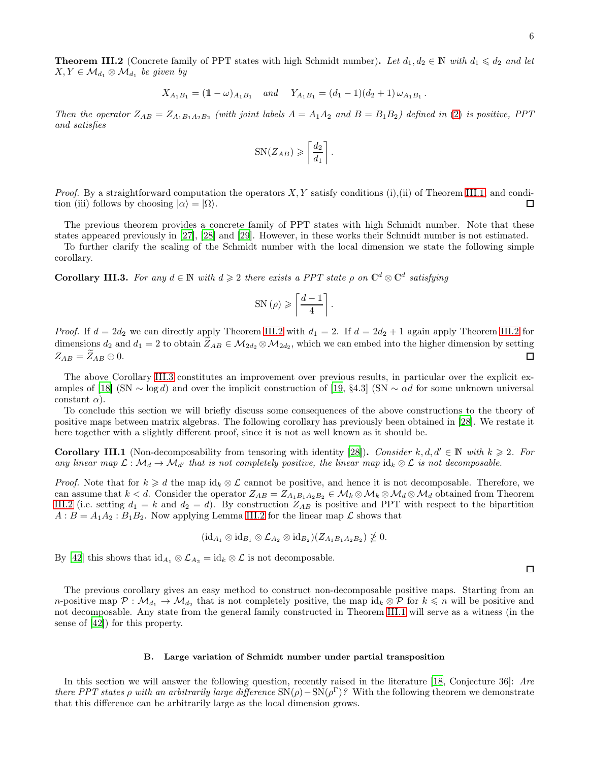**Theorem III.2** (Concrete family of PPT states with high Schmidt number)**.** *Let $d_1, d_2 \in \mathbb{N}$ with $d_1 \leqslant d_2$ and let $X, Y \in \mathcal{M}_{d_1} \otimes \mathcal{M}_{d_1}$ be given by*

$$X_{A_1B_1} = (\mathbb{1} - \omega)_{A_1B_1} \quad \text{and} \quad Y_{A_1B_1} = (d_1 - 1)(d_2 + 1)\,\omega_{A_1B_1}\,.$$

*Then the operator $Z_{AB} = Z_{A_1B_1A_2B_2}$ (with joint labels $A = A_1A_2$ and $B = B_1B_2$) defined in (2) is positive, PPT and satisfies*

$$\mathrm{SN}(Z_{AB}) \geqslant \left\lceil \frac{d_2}{d_1} \right\rceil.$$

*Proof.* By a straightforward computation the operators $X, Y$ satisfy conditions (i),(ii) of Theorem III.1, and condition (iii) follows by choosing $|\alpha\rangle = |\Omega\rangle$. □

The previous theorem provides a concrete family of PPT states with high Schmidt number. Note that these states appeared previously in [27], [28] and [29]. However, in these works their Schmidt number is not estimated.

To further clarify the scaling of the Schmidt number with the local dimension we state the following simple corollary.

**Corollary III.3.** *For any $d \in \mathbb{N}$ with $d \geqslant 2$ there exists a PPT state $\rho$ on $\mathbb{C}^d \otimes \mathbb{C}^d$ satisfying*

$$\mathrm{SN}\left(\rho\right) \geqslant \left\lceil \frac{d-1}{4} \right\rceil.$$

*Proof.* If $d = 2d_2$ we can directly apply Theorem III.2 with $d_1 = 2$. If $d = 2d_2 + 1$ again apply Theorem III.2 for dimensions $d_2$ and $d_1 = 2$ to obtain $\widetilde{Z}_{AB} \in \mathcal{M}_{2d_2} \otimes \mathcal{M}_{2d_2}$, which we can embed into the higher dimension by setting $Z_{AB} = \widetilde{Z}_{AB} \oplus 0$. □

The above Corollary III.3 constitutes an improvement over previous results, in particular over the explicit examples of [18] (SN $\sim \log d$) and over the implicit construction of [19, §4.3] (SN $\sim \alpha d$ for some unknown universal constant $\alpha$).

To conclude this section we will briefly discuss some consequences of the above constructions to the theory of positive maps between matrix algebras. The following corollary has previously been obtained in [28]. We restate it here together with a slightly different proof, since it is not as well known as it should be.

**Corollary III.1** (Non-decomposability from tensoring with identity [28])**.** *Consider $k, d, d' \in \mathbb{N}$ with $k \geqslant 2$. For any linear map $\mathcal{L} : \mathcal{M}_d \to \mathcal{M}_{d'}$ that is not completely positive, the linear map $\mathrm{id}_k \otimes \mathcal{L}$ is not decomposable.*

*Proof.* Note that for $k \geqslant d$ the map $\mathrm{id}_k \otimes \mathcal{L}$ cannot be positive, and hence it is not decomposable. Therefore, we can assume that $k < d$. Consider the operator $Z_{AB} = Z_{A_1B_1A_2B_2} \in \mathcal{M}_k \otimes \mathcal{M}_k \otimes \mathcal{M}_d \otimes \mathcal{M}_d$ obtained from Theorem III.2 (i.e. setting $d_1 = k$ and $d_2 = d$). By construction $Z_{AB}$ is positive and PPT with respect to the bipartition $A : B = A_1A_2 : B_1B_2$. Now applying Lemma III.2 for the linear map $\mathcal{L}$ shows that

$$(\mathrm{id}_{A_1} \otimes \mathrm{id}_{B_1} \otimes \mathcal{L}_{A_2} \otimes \mathrm{id}_{B_2})(Z_{A_1B_1A_2B_2}) \ngeq 0.$$

By [42] this shows that $\mathrm{id}_{A_1} \otimes \mathcal{L}_{A_2} = \mathrm{id}_k \otimes \mathcal{L}$ is not decomposable. □

The previous corollary gives an easy method to construct non-decomposable positive maps. Starting from an $n$-positive map $\mathcal{P} : \mathcal{M}_{d_1} \to \mathcal{M}_{d_2}$ that is not completely positive, the map $\mathrm{id}_k \otimes \mathcal{P}$ for $k \leqslant n$ will be positive and not decomposable. Any state from the general family constructed in Theorem III.1 will serve as a witness (in the sense of [42]) for this property.

### B. Large variation of Schmidt number under partial transposition

In this section we will answer the following question, recently raised in the literature [18, Conjecture 36]: *Are there PPT states $\rho$ with an arbitrarily large difference $\mathrm{SN}(\rho) - \mathrm{SN}(\rho^\Gamma)$?* With the following theorem we demonstrate that this difference can be arbitrarily large as the local dimension grows.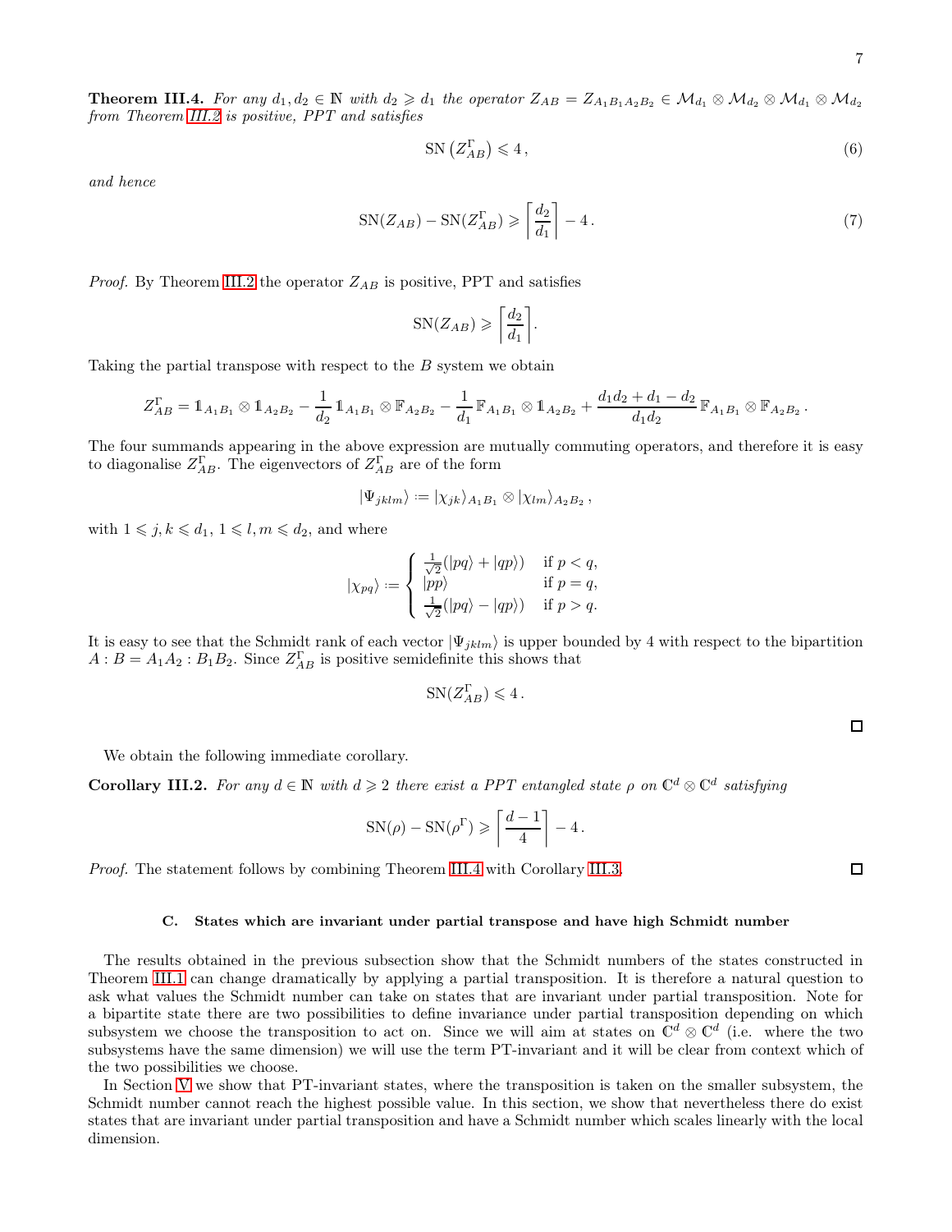**Theorem III.4.** *For any $d_1, d_2 \in \mathbb{N}$ with $d_2 \geqslant d_1$ the operator $Z_{AB} = Z_{A_1B_1A_2B_2} \in \mathcal{M}_{d_1} \otimes \mathcal{M}_{d_2} \otimes \mathcal{M}_{d_1} \otimes \mathcal{M}_{d_2}$ from Theorem III.2 is positive, PPT and satisfies*

$$\mathrm{SN}\left(Z_{AB}^{\Gamma}\right) \leqslant 4\,, \tag{6}$$

*and hence*

$$\mathrm{SN}(Z_{AB}) - \mathrm{SN}(Z_{AB}^{\Gamma}) \geqslant \left\lceil \frac{d_2}{d_1} \right\rceil - 4\,. \tag{7}$$

*Proof.* By Theorem III.2 the operator $Z_{AB}$ is positive, PPT and satisfies

$$\mathrm{SN}(Z_{AB}) \geqslant \left\lceil \frac{d_2}{d_1} \right\rceil.$$

Taking the partial transpose with respect to the $B$ system we obtain

$$Z_{AB}^{\Gamma} = \mathbb{1}_{A_1B_1} \otimes \mathbb{1}_{A_2B_2} - \frac{1}{d_2}\,\mathbb{1}_{A_1B_1} \otimes \mathbb{F}_{A_2B_2} - \frac{1}{d_1}\,\mathbb{F}_{A_1B_1} \otimes \mathbb{1}_{A_2B_2} + \frac{d_1d_2 + d_1 - d_2}{d_1d_2}\,\mathbb{F}_{A_1B_1} \otimes \mathbb{F}_{A_2B_2}\,.$$

The four summands appearing in the above expression are mutually commuting operators, and therefore it is easy to diagonalise $Z_{AB}^{\Gamma}$. The eigenvectors of $Z_{AB}^{\Gamma}$ are of the form

$$|\Psi_{jklm}\rangle \coloneqq |\chi_{jk}\rangle_{A_1B_1} \otimes |\chi_{lm}\rangle_{A_2B_2}\,,$$

with $1 \leqslant j,k \leqslant d_1$, $1 \leqslant l,m \leqslant d_2$, and where

$$|\chi_{pq}\rangle \coloneqq \begin{cases} \frac{1}{\sqrt{2}}(|pq\rangle + |qp\rangle) & \text{if } p<q, \\ |pp\rangle & \text{if } p=q, \\ \frac{1}{\sqrt{2}}(|pq\rangle - |qp\rangle) & \text{if } p>q. \end{cases}$$

It is easy to see that the Schmidt rank of each vector $|\Psi_{jklm}\rangle$ is upper bounded by 4 with respect to the bipartition $A:B = A_1A_2 : B_1B_2$. Since $Z_{AB}^{\Gamma}$ is positive semidefinite this shows that

$$\mathrm{SN}(Z_{AB}^{\Gamma}) \leqslant 4\,.$$

□

We obtain the following immediate corollary.

**Corollary III.2.** *For any $d \in \mathbb{N}$ with $d \geqslant 2$ there exist a PPT entangled state $\rho$ on $\mathbb{C}^d \otimes \mathbb{C}^d$ satisfying*

$$\mathrm{SN}(\rho) - \mathrm{SN}(\rho^{\Gamma}) \geqslant \left\lceil \frac{d-1}{4} \right\rceil - 4\,.$$

*Proof.* The statement follows by combining Theorem III.4 with Corollary III.3. □

### C. States which are invariant under partial transpose and have high Schmidt number

The results obtained in the previous subsection show that the Schmidt numbers of the states constructed in Theorem III.1 can change dramatically by applying a partial transposition. It is therefore a natural question to ask what values the Schmidt number can take on states that are invariant under partial transposition. Note for a bipartite state there are two possibilities to define invariance under partial transposition depending on which subsystem we choose the transposition to act on. Since we will aim at states on $\mathbb{C}^d \otimes \mathbb{C}^d$ (i.e. where the two subsystems have the same dimension) we will use the term PT-invariant and it will be clear from context which of the two possibilities we choose.

In Section V we show that PT-invariant states, where the transposition is taken on the smaller subsystem, the Schmidt number cannot reach the highest possible value. In this section, we show that nevertheless there do exist states that are invariant under partial transposition and have a Schmidt number which scales linearly with the local dimension.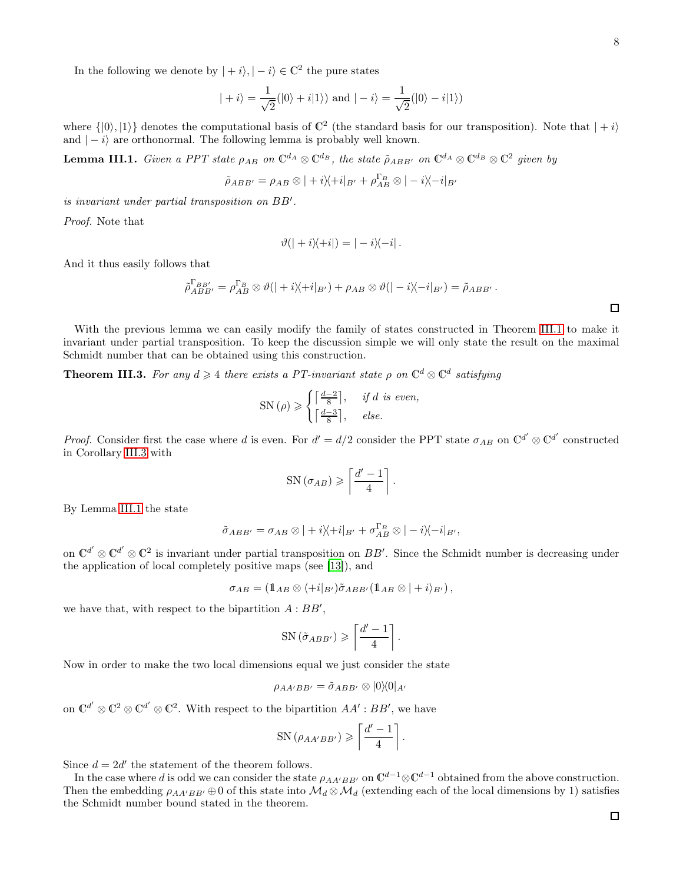In the following we denote by $|+i\rangle, |-i\rangle \in \mathbb{C}^2$ the pure states

$$|+i\rangle = \frac{1}{\sqrt{2}}(|0\rangle + i|1\rangle) \text{ and } |-i\rangle = \frac{1}{\sqrt{2}}(|0\rangle - i|1\rangle)$$

where $\{|0\rangle, |1\rangle\}$ denotes the computational basis of $\mathbb{C}^2$ (the standard basis for our transposition). Note that $|+i\rangle$ and $|-i\rangle$ are orthonormal. The following lemma is probably well known.

**Lemma III.1.** *Given a PPT state $\rho_{AB}$ on $\mathbb{C}^{d_A} \otimes \mathbb{C}^{d_B}$, the state $\tilde{\rho}_{ABB'}$ on $\mathbb{C}^{d_A} \otimes \mathbb{C}^{d_B} \otimes \mathbb{C}^2$ given by*

$$\tilde{\rho}_{ABB'} = \rho_{AB} \otimes |+i\rangle\langle +i|_{B'} + \rho_{AB}^{\Gamma_B} \otimes |-i\rangle\langle -i|_{B'}$$

*is invariant under partial transposition on $BB'$.*

*Proof.* Note that

$$\vartheta(|+i\rangle\langle +i|) = |-i\rangle\langle -i| .$$

And it thus easily follows that

$$\tilde{\rho}_{ABB'}^{\Gamma_{BB'}} = \rho_{AB}^{\Gamma_B} \otimes \vartheta(|+i\rangle\langle +i|_{B'}) + \rho_{AB} \otimes \vartheta(|-i\rangle\langle -i|_{B'}) = \tilde{\rho}_{ABB'} .$$

□

With the previous lemma we can easily modify the family of states constructed in Theorem III.1 to make it invariant under partial transposition. To keep the discussion simple we will only state the result on the maximal Schmidt number that can be obtained using this construction.

**Theorem III.3.** *For any $d \geqslant 4$ there exists a PT-invariant state $\rho$ on $\mathbb{C}^d \otimes \mathbb{C}^d$ satisfying*

$$\mathrm{SN}\left(\rho\right) \geqslant \begin{cases} \lceil \frac{d-2}{8} \rceil, & \text{if } d \text{ is even,} \\ \lceil \frac{d-3}{8} \rceil, & \text{else.} \end{cases}$$

*Proof.* Consider first the case where $d$ is even. For $d' = d/2$ consider the PPT state $\sigma_{AB}$ on $\mathbb{C}^{d'} \otimes \mathbb{C}^{d'}$ constructed in Corollary III.3 with

$$\mathrm{SN}\left(\sigma_{AB}\right) \geqslant \left\lceil \frac{d'-1}{4} \right\rceil .$$

By Lemma III.1 the state

$$\tilde{\sigma}_{ABB'} = \sigma_{AB} \otimes |+i\rangle\langle +i|_{B'} + \sigma_{AB}^{\Gamma_B} \otimes |-i\rangle\langle -i|_{B'},$$

on $\mathbb{C}^{d'} \otimes \mathbb{C}^{d'} \otimes \mathbb{C}^2$ is invariant under partial transposition on $BB'$. Since the Schmidt number is decreasing under the application of local completely positive maps (see [13]), and

$$\sigma_{AB} = (\mathbb{1}_{AB} \otimes \langle +i|_{B'})\tilde{\sigma}_{ABB'}(\mathbb{1}_{AB} \otimes |+i\rangle_{B'}) ,$$

we have that, with respect to the bipartition $A : BB'$,

$$\mathrm{SN}\left(\tilde{\sigma}_{ABB'}\right) \geqslant \left\lceil \frac{d'-1}{4} \right\rceil .$$

Now in order to make the two local dimensions equal we just consider the state

$$\rho_{AA'BB'} = \tilde{\sigma}_{ABB'} \otimes |0\rangle\langle 0|_{A'}$$

on $\mathbb{C}^{d'} \otimes \mathbb{C}^2 \otimes \mathbb{C}^{d'} \otimes \mathbb{C}^2$. With respect to the bipartition $AA' : BB'$, we have

$$\mathrm{SN}\left(\rho_{AA'BB'}\right) \geqslant \left\lceil \frac{d'-1}{4} \right\rceil .$$

Since $d = 2d'$ the statement of the theorem follows.

In the case where $d$ is odd we can consider the state $\rho_{AA'BB'}$ on $\mathbb{C}^{d-1} \otimes \mathbb{C}^{d-1}$ obtained from the above construction. Then the embedding $\rho_{AA'BB'} \oplus 0$ of this state into $\mathcal{M}_d \otimes \mathcal{M}_d$ (extending each of the local dimensions by 1) satisfies the Schmidt number bound stated in the theorem.

□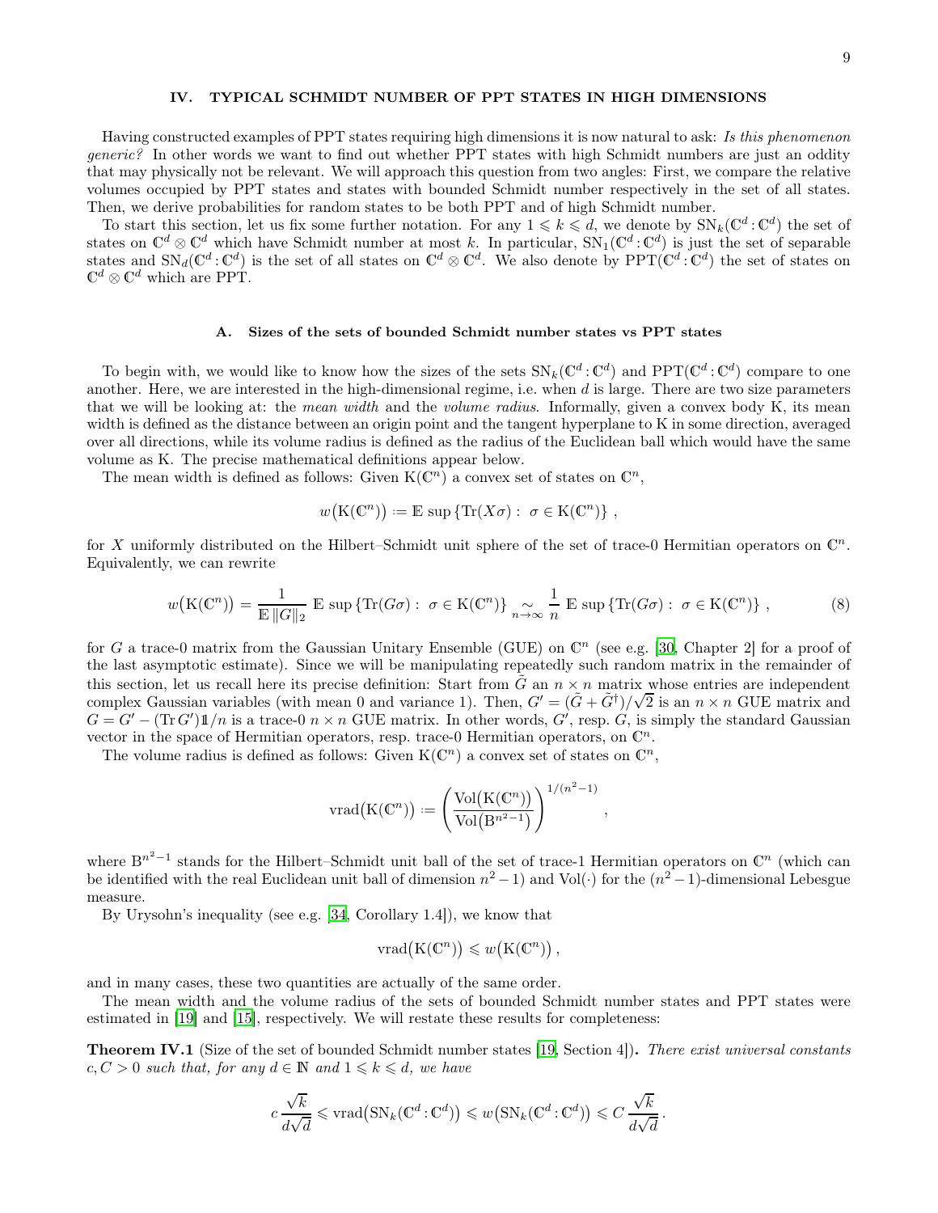## IV. TYPICAL SCHMIDT NUMBER OF PPT STATES IN HIGH DIMENSIONS

Having constructed examples of PPT states requiring high dimensions it is now natural to ask: *Is this phenomenon generic?* In other words we want to find out whether PPT states with high Schmidt numbers are just an oddity that may physically not be relevant. We will approach this question from two angles: First, we compare the relative volumes occupied by PPT states and states with bounded Schmidt number respectively in the set of all states. Then, we derive probabilities for random states to be both PPT and of high Schmidt number.

To start this section, let us fix some further notation. For any $1 \leqslant k \leqslant d$, we denote by $\mathrm{SN}_k(\mathbb{C}^d : \mathbb{C}^d)$ the set of states on $\mathbb{C}^d \otimes \mathbb{C}^d$ which have Schmidt number at most $k$. In particular, $\mathrm{SN}_1(\mathbb{C}^d : \mathbb{C}^d)$ is just the set of separable states and $\mathrm{SN}_d(\mathbb{C}^d : \mathbb{C}^d)$ is the set of all states on $\mathbb{C}^d \otimes \mathbb{C}^d$. We also denote by $\mathrm{PPT}(\mathbb{C}^d : \mathbb{C}^d)$ the set of states on $\mathbb{C}^d \otimes \mathbb{C}^d$ which are PPT.

### A. Sizes of the sets of bounded Schmidt number states vs PPT states

To begin with, we would like to know how the sizes of the sets $\mathrm{SN}_k(\mathbb{C}^d : \mathbb{C}^d)$ and $\mathrm{PPT}(\mathbb{C}^d : \mathbb{C}^d)$ compare to one another. Here, we are interested in the high-dimensional regime, i.e. when $d$ is large. There are two size parameters that we will be looking at: the *mean width* and the *volume radius*. Informally, given a convex body K, its mean width is defined as the distance between an origin point and the tangent hyperplane to K in some direction, averaged over all directions, while its volume radius is defined as the radius of the Euclidean ball which would have the same volume as K. The precise mathematical definitions appear below.

The mean width is defined as follows: Given $\mathrm{K}(\mathbb{C}^n)$ a convex set of states on $\mathbb{C}^n$,

$$w\big(\mathrm{K}(\mathbb{C}^n)\big) := \mathbb{E} \sup \left\{ \mathrm{Tr}(X\sigma) : \ \sigma \in \mathrm{K}(\mathbb{C}^n) \right\} ,$$

for $X$ uniformly distributed on the Hilbert–Schmidt unit sphere of the set of trace-0 Hermitian operators on $\mathbb{C}^n$. Equivalently, we can rewrite

$$w\big(\mathrm{K}(\mathbb{C}^n)\big) = \frac{1}{\mathbb{E}\,\|G\|_2} \ \mathbb{E} \sup \left\{ \mathrm{Tr}(G\sigma) : \ \sigma \in \mathrm{K}(\mathbb{C}^n) \right\} \underset{n\to\infty}{\sim} \frac{1}{n} \ \mathbb{E} \sup \left\{ \mathrm{Tr}(G\sigma) : \ \sigma \in \mathrm{K}(\mathbb{C}^n) \right\} , \tag{8}$$

for $G$ a trace-0 matrix from the Gaussian Unitary Ensemble (GUE) on $\mathbb{C}^n$ (see e.g. [30, Chapter 2] for a proof of the last asymptotic estimate). Since we will be manipulating repeatedly such random matrix in the remainder of this section, let us recall here its precise definition: Start from $\tilde{G}$ an $n \times n$ matrix whose entries are independent complex Gaussian variables (with mean 0 and variance 1). Then, $G' = (\tilde{G} + \tilde{G}^\dagger)/\sqrt{2}$ is an $n \times n$ GUE matrix and $G = G' - (\mathrm{Tr}\, G')\mathbb{1}/n$ is a trace-0 $n \times n$ GUE matrix. In other words, $G'$, resp. $G$, is simply the standard Gaussian vector in the space of Hermitian operators, resp. trace-0 Hermitian operators, on $\mathbb{C}^n$.

The volume radius is defined as follows: Given $\mathrm{K}(\mathbb{C}^n)$ a convex set of states on $\mathbb{C}^n$,

$$\mathrm{vrad}\big(\mathrm{K}(\mathbb{C}^n)\big) := \left( \frac{\mathrm{Vol}\big(\mathrm{K}(\mathbb{C}^n)\big)}{\mathrm{Vol}\big(\mathrm{B}^{n^2-1}\big)} \right)^{1/(n^2-1)} ,$$

where $\mathrm{B}^{n^2-1}$ stands for the Hilbert–Schmidt unit ball of the set of trace-1 Hermitian operators on $\mathbb{C}^n$ (which can be identified with the real Euclidean unit ball of dimension $n^2-1$) and $\mathrm{Vol}(\cdot)$ for the $(n^2-1)$-dimensional Lebesgue measure.

By Urysohn's inequality (see e.g. [34, Corollary 1.4]), we know that

$$\mathrm{vrad}\big(\mathrm{K}(\mathbb{C}^n)\big) \leqslant w\big(\mathrm{K}(\mathbb{C}^n)\big) ,$$

and in many cases, these two quantities are actually of the same order.

The mean width and the volume radius of the sets of bounded Schmidt number states and PPT states were estimated in [19] and [15], respectively. We will restate these results for completeness:

**Theorem IV.1** (Size of the set of bounded Schmidt number states [19, Section 4])**.** *There exist universal constants $c, C > 0$ such that, for any $d \in \mathbb{N}$ and $1 \leqslant k \leqslant d$, we have*

$$c\,\frac{\sqrt{k}}{d\sqrt{d}} \leqslant \mathrm{vrad}\big(\mathrm{SN}_k(\mathbb{C}^d : \mathbb{C}^d)\big) \leqslant w\big(\mathrm{SN}_k(\mathbb{C}^d : \mathbb{C}^d)\big) \leqslant C\,\frac{\sqrt{k}}{d\sqrt{d}} .$$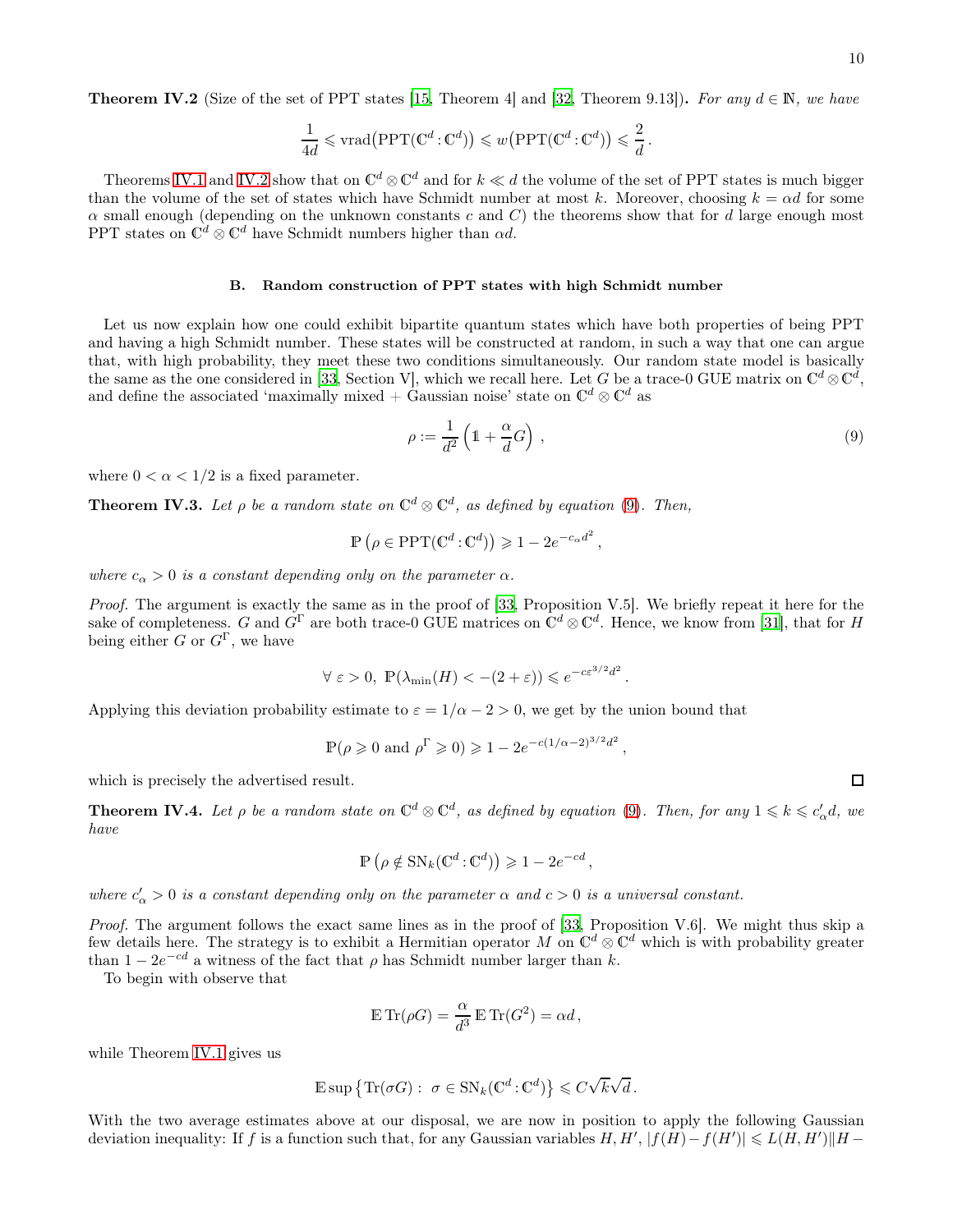**Theorem IV.2** (Size of the set of PPT states [15, Theorem 4] and [32, Theorem 9.13])**.** *For any $d \in \mathbb{N}$, we have*

$$\frac{1}{4d} \leqslant \mathrm{vrad}\big(\mathrm{PPT}(\mathbb{C}^d : \mathbb{C}^d)\big) \leqslant w\big(\mathrm{PPT}(\mathbb{C}^d : \mathbb{C}^d)\big) \leqslant \frac{2}{d}\,.$$

Theorems IV.1 and IV.2 show that on $\mathbb{C}^d \otimes \mathbb{C}^d$ and for $k \ll d$ the volume of the set of PPT states is much bigger than the volume of the set of states which have Schmidt number at most $k$. Moreover, choosing $k = \alpha d$ for some $\alpha$ small enough (depending on the unknown constants $c$ and $C$) the theorems show that for $d$ large enough most PPT states on $\mathbb{C}^d \otimes \mathbb{C}^d$ have Schmidt numbers higher than $\alpha d$.

### B. Random construction of PPT states with high Schmidt number

Let us now explain how one could exhibit bipartite quantum states which have both properties of being PPT and having a high Schmidt number. These states will be constructed at random, in such a way that one can argue that, with high probability, they meet these two conditions simultaneously. Our random state model is basically the same as the one considered in [33, Section V], which we recall here. Let $G$ be a trace-0 GUE matrix on $\mathbb{C}^d \otimes \mathbb{C}^d$, and define the associated 'maximally mixed + Gaussian noise' state on $\mathbb{C}^d \otimes \mathbb{C}^d$ as

$$\rho := \frac{1}{d^2}\left(\mathbb{1} + \frac{\alpha}{d} G\right)\,, \tag{9}$$

where $0 < \alpha < 1/2$ is a fixed parameter.

**Theorem IV.3.** *Let $\rho$ be a random state on $\mathbb{C}^d \otimes \mathbb{C}^d$, as defined by equation (9). Then,*

$$\mathbb{P}\left(\rho \in \mathrm{PPT}(\mathbb{C}^d : \mathbb{C}^d)\right) \geqslant 1 - 2e^{-c_\alpha d^2}\,,$$

*where $c_\alpha > 0$ is a constant depending only on the parameter $\alpha$.*

*Proof.* The argument is exactly the same as in the proof of [33, Proposition V.5]. We briefly repeat it here for the sake of completeness. $G$ and $G^\Gamma$ are both trace-0 GUE matrices on $\mathbb{C}^d \otimes \mathbb{C}^d$. Hence, we know from [31], that for $H$ being either $G$ or $G^\Gamma$, we have

$$\forall\, \varepsilon > 0,\ \mathbb{P}(\lambda_{\min}(H) < -(2+\varepsilon)) \leqslant e^{-c\varepsilon^{3/2} d^2}\,.$$

Applying this deviation probability estimate to $\varepsilon = 1/\alpha - 2 > 0$, we get by the union bound that

$$\mathbb{P}(\rho \geqslant 0 \text{ and } \rho^\Gamma \geqslant 0) \geqslant 1 - 2e^{-c(1/\alpha - 2)^{3/2} d^2}\,,$$

which is precisely the advertised result. ∎

**Theorem IV.4.** *Let $\rho$ be a random state on $\mathbb{C}^d \otimes \mathbb{C}^d$, as defined by equation (9). Then, for any $1 \leqslant k \leqslant c'_\alpha d$, we have*

$$\mathbb{P}\left(\rho \notin \mathrm{SN}_k(\mathbb{C}^d : \mathbb{C}^d)\right) \geqslant 1 - 2e^{-cd}\,,$$

*where $c'_\alpha > 0$ is a constant depending only on the parameter $\alpha$ and $c > 0$ is a universal constant.*

*Proof.* The argument follows the exact same lines as in the proof of [33, Proposition V.6]. We might thus skip a few details here. The strategy is to exhibit a Hermitian operator $M$ on $\mathbb{C}^d \otimes \mathbb{C}^d$ which is with probability greater than $1 - 2e^{-cd}$ a witness of the fact that $\rho$ has Schmidt number larger than $k$.

To begin with observe that

$$\mathbb{E}\,\mathrm{Tr}(\rho G) = \frac{\alpha}{d^3}\,\mathbb{E}\,\mathrm{Tr}(G^2) = \alpha d\,,$$

while Theorem IV.1 gives us

$$\mathbb{E}\sup\left\{\mathrm{Tr}(\sigma G) :\ \sigma \in \mathrm{SN}_k(\mathbb{C}^d : \mathbb{C}^d)\right\} \leqslant C\sqrt{k}\sqrt{d}\,.$$

With the two average estimates above at our disposal, we are now in position to apply the following Gaussian deviation inequality: If $f$ is a function such that, for any Gaussian variables $H, H'$, $|f(H) - f(H')| \leqslant L(H, H')\|H -$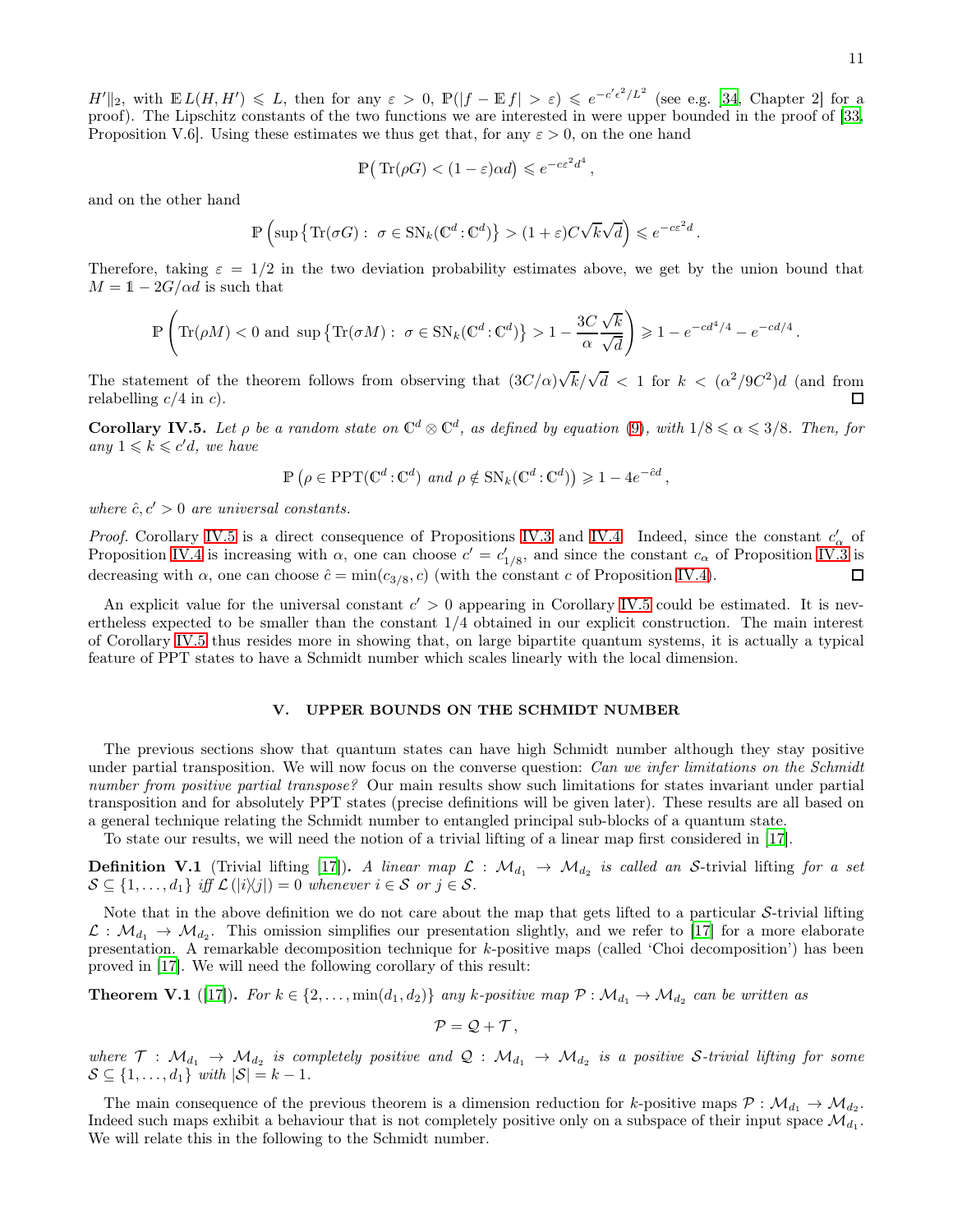$H'\|_2$, with $\mathbb{E}\, L(H,H') \leqslant L$, then for any $\varepsilon > 0$, $\mathbb{P}(|f - \mathbb{E}\, f| > \varepsilon) \leqslant e^{-c'\epsilon^2/L^2}$ (see e.g. [34, Chapter 2] for a proof). The Lipschitz constants of the two functions we are interested in were upper bounded in the proof of [33, Proposition V.6]. Using these estimates we thus get that, for any $\varepsilon > 0$, on the one hand

$$\mathbb{P}\big(\operatorname{Tr}(\rho G) < (1-\varepsilon)\alpha d\big) \leqslant e^{-c\varepsilon^2 d^4},$$

and on the other hand

$$\mathbb{P}\left(\sup\big\{\operatorname{Tr}(\sigma G):\ \sigma \in \mathrm{SN}_k(\mathbb{C}^d\!:\!\mathbb{C}^d)\big\} > (1+\varepsilon)C\sqrt{k}\sqrt{d}\right) \leqslant e^{-c\varepsilon^2 d}.$$

Therefore, taking $\varepsilon = 1/2$ in the two deviation probability estimates above, we get by the union bound that $M = \mathbb{1} - 2G/\alpha d$ is such that

$$\mathbb{P}\left(\operatorname{Tr}(\rho M) < 0 \text{ and } \sup\big\{\operatorname{Tr}(\sigma M):\ \sigma \in \mathrm{SN}_k(\mathbb{C}^d\!:\!\mathbb{C}^d)\big\} > 1 - \frac{3C}{\alpha}\frac{\sqrt{k}}{\sqrt{d}}\right) \geqslant 1 - e^{-cd^4/4} - e^{-cd/4}.$$

The statement of the theorem follows from observing that $(3C/\alpha)\sqrt{k}/\sqrt{d} < 1$ for $k < (\alpha^2/9C^2)d$ (and from relabelling $c/4$ in $c$). $\square$

**Corollary IV.5.** *Let $\rho$ be a random state on $\mathbb{C}^d \otimes \mathbb{C}^d$, as defined by equation (9), with $1/8 \leqslant \alpha \leqslant 3/8$. Then, for any $1 \leqslant k \leqslant c'd$, we have*

$$\mathbb{P}\left(\rho \in \mathrm{PPT}(\mathbb{C}^d\!:\!\mathbb{C}^d) \text{ and } \rho \notin \mathrm{SN}_k(\mathbb{C}^d\!:\!\mathbb{C}^d)\right) \geqslant 1 - 4e^{-\hat{c}d},$$

*where $\hat{c}, c' > 0$ are universal constants.*

*Proof.* Corollary IV.5 is a direct consequence of Propositions IV.3 and IV.4. Indeed, since the constant $c'_\alpha$ of Proposition IV.4 is increasing with $\alpha$, one can choose $c' = c'_{1/8}$, and since the constant $c_\alpha$ of Proposition IV.3 is decreasing with $\alpha$, one can choose $\hat{c} = \min(c_{3/8}, c)$ (with the constant $c$ of Proposition IV.4). $\square$

An explicit value for the universal constant $c' > 0$ appearing in Corollary IV.5 could be estimated. It is nevertheless expected to be smaller than the constant $1/4$ obtained in our explicit construction. The main interest of Corollary IV.5 thus resides more in showing that, on large bipartite quantum systems, it is actually a typical feature of PPT states to have a Schmidt number which scales linearly with the local dimension.

## V. UPPER BOUNDS ON THE SCHMIDT NUMBER

The previous sections show that quantum states can have high Schmidt number although they stay positive under partial transposition. We will now focus on the converse question: *Can we infer limitations on the Schmidt number from positive partial transpose?* Our main results show such limitations for states invariant under partial transposition and for absolutely PPT states (precise definitions will be given later). These results are all based on a general technique relating the Schmidt number to entangled principal sub-blocks of a quantum state.

To state our results, we will need the notion of a trivial lifting of a linear map first considered in [17].

**Definition V.1** (Trivial lifting [17]). *A linear map $\mathcal{L} : \mathcal{M}_{d_1} \to \mathcal{M}_{d_2}$ is called an $\mathcal{S}$-trivial lifting for a set $\mathcal{S} \subseteq \{1, \ldots, d_1\}$ iff $\mathcal{L}(|i\rangle\langle j|) = 0$ whenever $i \in \mathcal{S}$ or $j \in \mathcal{S}$.*

Note that in the above definition we do not care about the map that gets lifted to a particular $\mathcal{S}$-trivial lifting $\mathcal{L} : \mathcal{M}_{d_1} \to \mathcal{M}_{d_2}$. This omission simplifies our presentation slightly, and we refer to [17] for a more elaborate presentation. A remarkable decomposition technique for $k$-positive maps (called 'Choi decomposition') has been proved in [17]. We will need the following corollary of this result:

**Theorem V.1** ([17]). *For $k \in \{2, \ldots, \min(d_1, d_2)\}$ any $k$-positive map $\mathcal{P} : \mathcal{M}_{d_1} \to \mathcal{M}_{d_2}$ can be written as*

$$\mathcal{P} = \mathcal{Q} + \mathcal{T},$$

*where $\mathcal{T} : \mathcal{M}_{d_1} \to \mathcal{M}_{d_2}$ is completely positive and $\mathcal{Q} : \mathcal{M}_{d_1} \to \mathcal{M}_{d_2}$ is a positive $\mathcal{S}$-trivial lifting for some $\mathcal{S} \subseteq \{1, \ldots, d_1\}$ with $|\mathcal{S}| = k - 1$.*

The main consequence of the previous theorem is a dimension reduction for $k$-positive maps $\mathcal{P} : \mathcal{M}_{d_1} \to \mathcal{M}_{d_2}$. Indeed such maps exhibit a behaviour that is not completely positive only on a subspace of their input space $\mathcal{M}_{d_1}$. We will relate this in the following to the Schmidt number.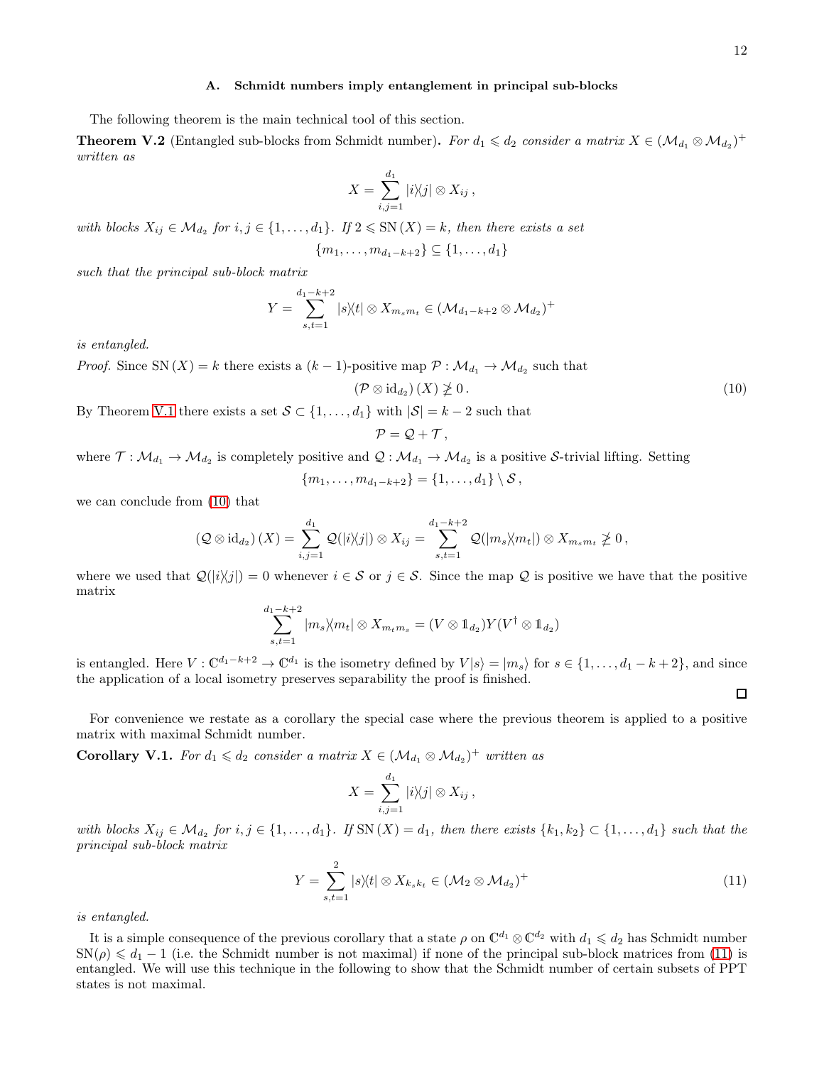### A. Schmidt numbers imply entanglement in principal sub-blocks

The following theorem is the main technical tool of this section.

**Theorem V.2** (Entangled sub-blocks from Schmidt number)**.** *For $d_1 \leqslant d_2$ consider a matrix $X \in (\mathcal{M}_{d_1} \otimes \mathcal{M}_{d_2})^+$ written as*

$$X = \sum_{i,j=1}^{d_1} |i\rangle\langle j| \otimes X_{ij} \,,$$

*with blocks $X_{ij} \in \mathcal{M}_{d_2}$ for $i, j \in \{1, \ldots, d_1\}$. If $2 \leqslant \mathrm{SN}\,(X) = k$, then there exists a set*

$$\{m_1, \ldots, m_{d_1-k+2}\} \subseteq \{1, \ldots, d_1\}$$

*such that the principal sub-block matrix*

$$Y = \sum_{s,t=1}^{d_1-k+2} |s\rangle\langle t| \otimes X_{m_s m_t} \in (\mathcal{M}_{d_1-k+2} \otimes \mathcal{M}_{d_2})^+$$

*is entangled.*

*Proof.* Since $\mathrm{SN}\,(X) = k$ there exists a $(k-1)$-positive map $\mathcal{P} : \mathcal{M}_{d_1} \to \mathcal{M}_{d_2}$ such that

$$(\mathcal{P} \otimes \mathrm{id}_{d_2})\,(X) \ngeq 0 \,. \tag{10}$$

By Theorem V.1 there exists a set $\mathcal{S} \subset \{1, \ldots, d_1\}$ with $|\mathcal{S}| = k-2$ such that

$$\mathcal{P} = \mathcal{Q} + \mathcal{T} \,,$$

where $\mathcal{T} : \mathcal{M}_{d_1} \to \mathcal{M}_{d_2}$ is completely positive and $\mathcal{Q} : \mathcal{M}_{d_1} \to \mathcal{M}_{d_2}$ is a positive $\mathcal{S}$-trivial lifting. Setting

$$\{m_1, \ldots, m_{d_1-k+2}\} = \{1, \ldots, d_1\} \setminus \mathcal{S} \,,$$

we can conclude from (10) that

$$(\mathcal{Q} \otimes \mathrm{id}_{d_2})\,(X) = \sum_{i,j=1}^{d_1} \mathcal{Q}(|i\rangle\langle j|) \otimes X_{ij} = \sum_{s,t=1}^{d_1-k+2} \mathcal{Q}(|m_s\rangle\langle m_t|) \otimes X_{m_s m_t} \ngeq 0 \,,$$

where we used that $\mathcal{Q}(|i\rangle\langle j|) = 0$ whenever $i \in \mathcal{S}$ or $j \in \mathcal{S}$. Since the map $\mathcal{Q}$ is positive we have that the positive matrix

$$\sum_{s,t=1}^{d_1-k+2} |m_s\rangle\langle m_t| \otimes X_{m_t m_s} = (V \otimes \mathbb{1}_{d_2}) Y (V^\dagger \otimes \mathbb{1}_{d_2})$$

is entangled. Here $V : \mathbb{C}^{d_1-k+2} \to \mathbb{C}^{d_1}$ is the isometry defined by $V|s\rangle = |m_s\rangle$ for $s \in \{1, \ldots, d_1-k+2\}$, and since the application of a local isometry preserves separability the proof is finished. ∎

For convenience we restate as a corollary the special case where the previous theorem is applied to a positive matrix with maximal Schmidt number.

**Corollary V.1.** *For $d_1 \leqslant d_2$ consider a matrix $X \in (\mathcal{M}_{d_1} \otimes \mathcal{M}_{d_2})^+$ written as*

$$X = \sum_{i,j=1}^{d_1} |i\rangle\langle j| \otimes X_{ij} \,,$$

*with blocks $X_{ij} \in \mathcal{M}_{d_2}$ for $i, j \in \{1, \ldots, d_1\}$. If $\mathrm{SN}\,(X) = d_1$, then there exists $\{k_1, k_2\} \subset \{1, \ldots, d_1\}$ such that the principal sub-block matrix*

$$Y = \sum_{s,t=1}^{2} |s\rangle\langle t| \otimes X_{k_s k_t} \in (\mathcal{M}_2 \otimes \mathcal{M}_{d_2})^+ \tag{11}$$

*is entangled.*

It is a simple consequence of the previous corollary that a state $\rho$ on $\mathbb{C}^{d_1} \otimes \mathbb{C}^{d_2}$ with $d_1 \leqslant d_2$ has Schmidt number $\mathrm{SN}(\rho) \leqslant d_1 - 1$ (i.e. the Schmidt number is not maximal) if none of the principal sub-block matrices from (11) is entangled. We will use this technique in the following to show that the Schmidt number of certain subsets of PPT states is not maximal.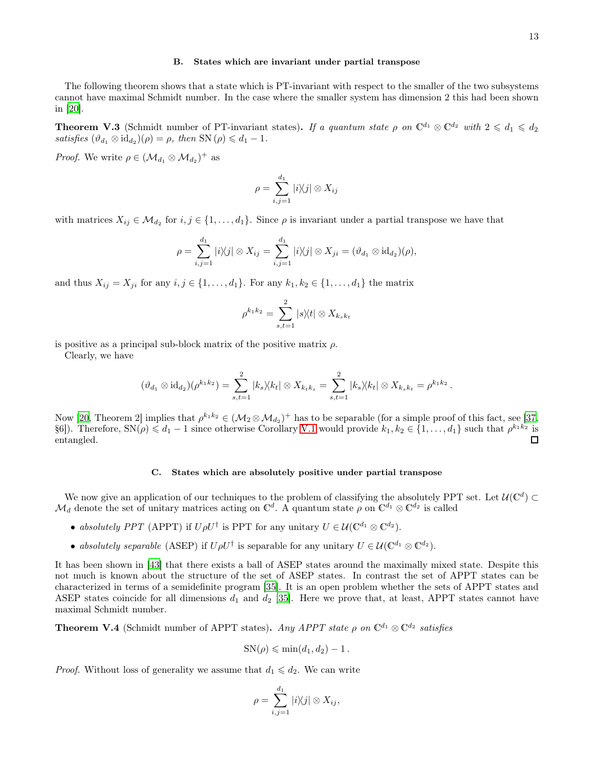### B. States which are invariant under partial transpose

The following theorem shows that a state which is PT-invariant with respect to the smaller of the two subsystems cannot have maximal Schmidt number. In the case where the smaller system has dimension 2 this had been shown in [20].

**Theorem V.3** (Schmidt number of PT-invariant states)**.** *If a quantum state $\rho$ on $\mathbb{C}^{d_1} \otimes \mathbb{C}^{d_2}$ with $2 \leqslant d_1 \leqslant d_2$ satisfies $(\vartheta_{d_1} \otimes \mathrm{id}_{d_2})(\rho) = \rho$, then $\mathrm{SN}(\rho) \leqslant d_1 - 1$.*

*Proof.* We write $\rho \in (\mathcal{M}_{d_1} \otimes \mathcal{M}_{d_2})^+$ as

$$\rho = \sum_{i,j=1}^{d_1} |i\rangle\langle j| \otimes X_{ij}$$

with matrices $X_{ij} \in \mathcal{M}_{d_2}$ for $i, j \in \{1, \ldots, d_1\}$. Since $\rho$ is invariant under a partial transpose we have that

$$\rho = \sum_{i,j=1}^{d_1} |i\rangle\langle j| \otimes X_{ij} = \sum_{i,j=1}^{d_1} |i\rangle\langle j| \otimes X_{ji} = (\vartheta_{d_1} \otimes \mathrm{id}_{d_2})(\rho),$$

and thus $X_{ij} = X_{ji}$ for any $i, j \in \{1, \ldots, d_1\}$. For any $k_1, k_2 \in \{1, \ldots, d_1\}$ the matrix

$$\rho^{k_1 k_2} = \sum_{s,t=1}^{2} |s\rangle\langle t| \otimes X_{k_s k_t}$$

is positive as a principal sub-block matrix of the positive matrix $\rho$.

Clearly, we have

$$(\vartheta_{d_1} \otimes \mathrm{id}_{d_2})(\rho^{k_1 k_2}) = \sum_{s,t=1}^{2} |k_s\rangle\langle k_t| \otimes X_{k_t k_s} = \sum_{s,t=1}^{2} |k_s\rangle\langle k_t| \otimes X_{k_s k_t} = \rho^{k_1 k_2} .$$

Now [20, Theorem 2] implies that $\rho^{k_1 k_2} \in (\mathcal{M}_2 \otimes \mathcal{M}_{d_2})^+$ has to be separable (for a simple proof of this fact, see [37, §6]). Therefore, $\mathrm{SN}(\rho) \leqslant d_1 - 1$ since otherwise Corollary V.1 would provide $k_1, k_2 \in \{1, \ldots, d_1\}$ such that $\rho^{k_1 k_2}$ is entangled. □

### C. States which are absolutely positive under partial transpose

We now give an application of our techniques to the problem of classifying the absolutely PPT set. Let $\mathcal{U}(\mathbb{C}^d) \subset \mathcal{M}_d$ denote the set of unitary matrices acting on $\mathbb{C}^d$. A quantum state $\rho$ on $\mathbb{C}^{d_1} \otimes \mathbb{C}^{d_2}$ is called

- *absolutely PPT* (APPT) if $U\rho U^\dagger$ is PPT for any unitary $U \in \mathcal{U}(\mathbb{C}^{d_1} \otimes \mathbb{C}^{d_2})$.
- *absolutely separable* (ASEP) if $U\rho U^\dagger$ is separable for any unitary $U \in \mathcal{U}(\mathbb{C}^{d_1} \otimes \mathbb{C}^{d_2})$.

It has been shown in [43] that there exists a ball of ASEP states around the maximally mixed state. Despite this not much is known about the structure of the set of ASEP states. In contrast the set of APPT states can be characterized in terms of a semidefinite program [35]. It is an open problem whether the sets of APPT states and ASEP states coincide for all dimensions $d_1$ and $d_2$ [35]. Here we prove that, at least, APPT states cannot have maximal Schmidt number.

**Theorem V.4** (Schmidt number of APPT states)**.** *Any APPT state $\rho$ on $\mathbb{C}^{d_1} \otimes \mathbb{C}^{d_2}$ satisfies*

$$\mathrm{SN}(\rho) \leqslant \min(d_1, d_2) - 1 .$$

*Proof.* Without loss of generality we assume that $d_1 \leqslant d_2$. We can write

$$\rho = \sum_{i,j=1}^{d_1} |i\rangle\langle j| \otimes X_{ij},$$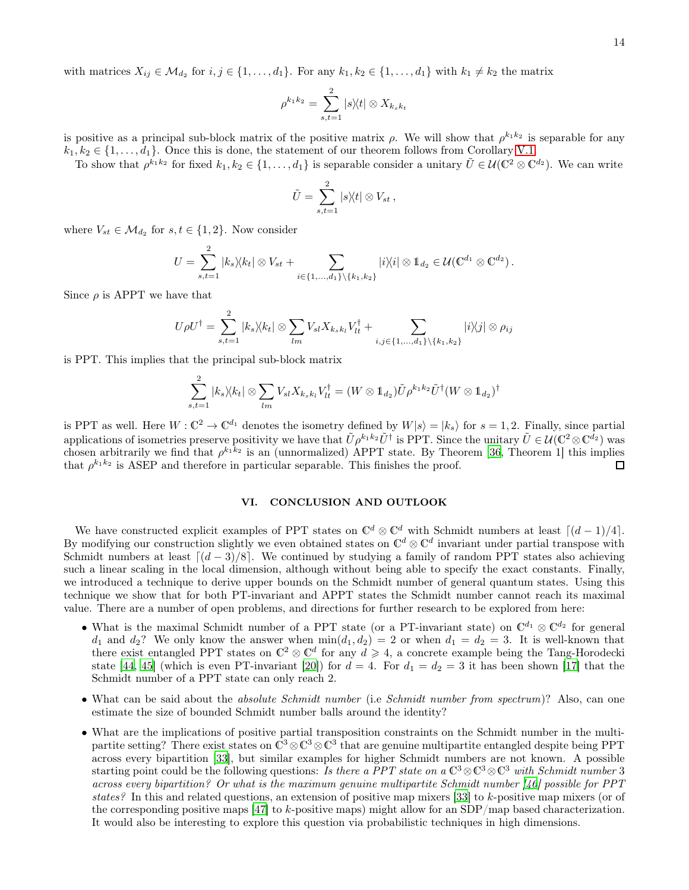with matrices $X_{ij} \in \mathcal{M}_{d_2}$ for $i, j \in \{1, \dots, d_1\}$. For any $k_1, k_2 \in \{1, \dots, d_1\}$ with $k_1 \neq k_2$ the matrix

$$\rho^{k_1 k_2} = \sum_{s,t=1}^{2} |s\rangle\langle t| \otimes X_{k_s k_t}$$

is positive as a principal sub-block matrix of the positive matrix $\rho$. We will show that $\rho^{k_1 k_2}$ is separable for any $k_1, k_2 \in \{1, \dots, d_1\}$. Once this is done, the statement of our theorem follows from Corollary V.1.

To show that $\rho^{k_1 k_2}$ for fixed $k_1, k_2 \in \{1, \dots, d_1\}$ is separable consider a unitary $\tilde{U} \in \mathcal{U}(\mathbb{C}^2 \otimes \mathbb{C}^{d_2})$. We can write

$$\tilde{U} = \sum_{s,t=1}^{2} |s\rangle\langle t| \otimes V_{st} \,,$$

where $V_{st} \in \mathcal{M}_{d_2}$ for $s, t \in \{1, 2\}$. Now consider

$$U = \sum_{s,t=1}^{2} |k_s\rangle\langle k_t| \otimes V_{st} + \sum_{i \in \{1,\dots,d_1\} \setminus \{k_1,k_2\}} |i\rangle\langle i| \otimes \mathbb{1}_{d_2} \in \mathcal{U}(\mathbb{C}^{d_1} \otimes \mathbb{C}^{d_2}) \,.$$

Since $\rho$ is APPT we have that

$$U\rho U^\dagger = \sum_{s,t=1}^{2} |k_s\rangle\langle k_t| \otimes \sum_{lm} V_{sl} X_{k_s k_l} V_{lt}^\dagger + \sum_{i,j \in \{1,\dots,d_1\} \setminus \{k_1,k_2\}} |i\rangle\langle j| \otimes \rho_{ij}$$

is PPT. This implies that the principal sub-block matrix

$$\sum_{s,t=1}^{2} |k_s\rangle\langle k_t| \otimes \sum_{lm} V_{sl} X_{k_s k_l} V_{lt}^\dagger = (W \otimes \mathbb{1}_{d_2}) \tilde{U} \rho^{k_1 k_2} \tilde{U}^\dagger (W \otimes \mathbb{1}_{d_2})^\dagger$$

is PPT as well. Here $W : \mathbb{C}^2 \to \mathbb{C}^{d_1}$ denotes the isometry defined by $W|s\rangle = |k_s\rangle$ for $s = 1, 2$. Finally, since partial applications of isometries preserve positivity we have that $\tilde{U} \rho^{k_1 k_2} \tilde{U}^\dagger$ is PPT. Since the unitary $\tilde{U} \in \mathcal{U}(\mathbb{C}^2 \otimes \mathbb{C}^{d_2})$ was chosen arbitrarily we find that $\rho^{k_1 k_2}$ is an (unnormalized) APPT state. By Theorem [36, Theorem 1] this implies that $\rho^{k_1 k_2}$ is ASEP and therefore in particular separable. This finishes the proof. ☐

## VI. CONCLUSION AND OUTLOOK

We have constructed explicit examples of PPT states on $\mathbb{C}^d \otimes \mathbb{C}^d$ with Schmidt numbers at least $\lceil (d-1)/4 \rceil$. By modifying our construction slightly we even obtained states on $\mathbb{C}^d \otimes \mathbb{C}^d$ invariant under partial transpose with Schmidt numbers at least $\lceil (d-3)/8 \rceil$. We continued by studying a family of random PPT states also achieving such a linear scaling in the local dimension, although without being able to specify the exact constants. Finally, we introduced a technique to derive upper bounds on the Schmidt number of general quantum states. Using this technique we show that for both PT-invariant and APPT states the Schmidt number cannot reach its maximal value. There are a number of open problems, and directions for further research to be explored from here:

- What is the maximal Schmidt number of a PPT state (or a PT-invariant state) on $\mathbb{C}^{d_1} \otimes \mathbb{C}^{d_2}$ for general $d_1$ and $d_2$? We only know the answer when $\min(d_1, d_2) = 2$ or when $d_1 = d_2 = 3$. It is well-known that there exist entangled PPT states on $\mathbb{C}^2 \otimes \mathbb{C}^d$ for any $d \geqslant 4$, a concrete example being the Tang-Horodecki state [44, 45] (which is even PT-invariant [20]) for $d = 4$. For $d_1 = d_2 = 3$ it has been shown [17] that the Schmidt number of a PPT state can only reach 2.
- What can be said about the *absolute Schmidt number* (i.e *Schmidt number from spectrum*)? Also, can one estimate the size of bounded Schmidt number balls around the identity?
- What are the implications of positive partial transposition constraints on the Schmidt number in the multi-partite setting? There exist states on $\mathbb{C}^3 \otimes \mathbb{C}^3 \otimes \mathbb{C}^3$ that are genuine multipartite entangled despite being PPT across every bipartition [33], but similar examples for higher Schmidt numbers are not known. A possible starting point could be the following questions: *Is there a PPT state on a $\mathbb{C}^3 \otimes \mathbb{C}^3 \otimes \mathbb{C}^3$ with Schmidt number 3 across every bipartition? Or what is the maximum genuine multipartite Schmidt number [46] possible for PPT states?* In this and related questions, an extension of positive map mixers [33] to $k$-positive map mixers (or of the corresponding positive maps [47] to $k$-positive maps) might allow for an SDP/map based characterization. It would also be interesting to explore this question via probabilistic techniques in high dimensions.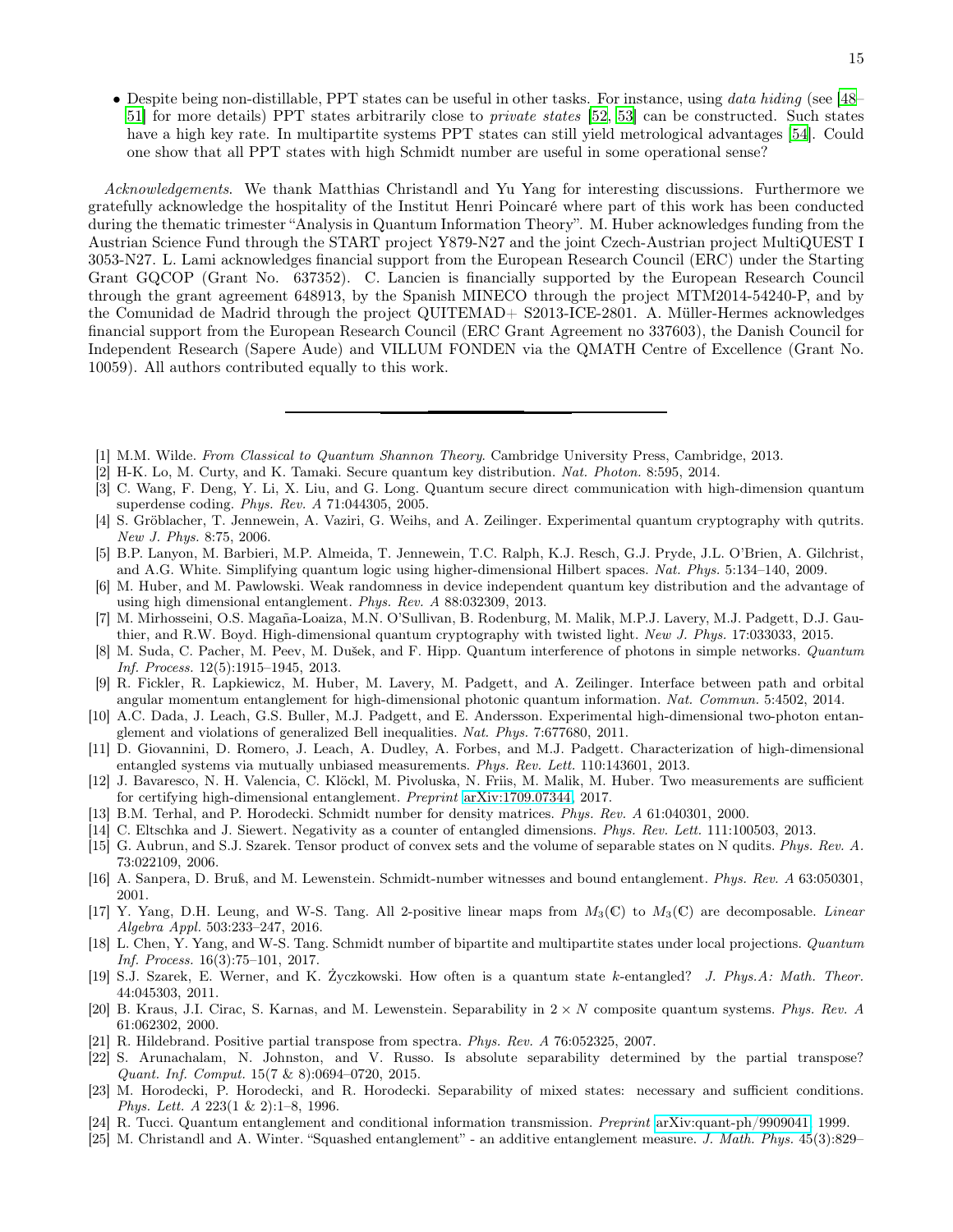- Despite being non-distillable, PPT states can be useful in other tasks. For instance, using *data hiding* (see [48–51] for more details) PPT states arbitrarily close to *private states* [52, 53] can be constructed. Such states have a high key rate. In multipartite systems PPT states can still yield metrological advantages [54]. Could one show that all PPT states with high Schmidt number are useful in some operational sense?

*Acknowledgements*. We thank Matthias Christandl and Yu Yang for interesting discussions. Furthermore we gratefully acknowledge the hospitality of the Institut Henri Poincaré where part of this work has been conducted during the thematic trimester "Analysis in Quantum Information Theory". M. Huber acknowledges funding from the Austrian Science Fund through the START project Y879-N27 and the joint Czech-Austrian project MultiQUEST I 3053-N27. L. Lami acknowledges financial support from the European Research Council (ERC) under the Starting Grant GQCOP (Grant No. 637352). C. Lancien is financially supported by the European Research Council through the grant agreement 648913, by the Spanish MINECO through the project MTM2014-54240-P, and by the Comunidad de Madrid through the project QUITEMAD+ S2013-ICE-2801. A. Müller-Hermes acknowledges financial support from the European Research Council (ERC Grant Agreement no 337603), the Danish Council for Independent Research (Sapere Aude) and VILLUM FONDEN via the QMATH Centre of Excellence (Grant No. 10059). All authors contributed equally to this work.

---

[1] M.M. Wilde. *From Classical to Quantum Shannon Theory*. Cambridge University Press, Cambridge, 2013.

[2] H-K. Lo, M. Curty, and K. Tamaki. Secure quantum key distribution. *Nat. Photon.* 8:595, 2014.

[3] C. Wang, F. Deng, Y. Li, X. Liu, and G. Long. Quantum secure direct communication with high-dimension quantum superdense coding. *Phys. Rev. A* 71:044305, 2005.

[4] S. Gröblacher, T. Jennewein, A. Vaziri, G. Weihs, and A. Zeilinger. Experimental quantum cryptography with qutrits. *New J. Phys.* 8:75, 2006.

[5] B.P. Lanyon, M. Barbieri, M.P. Almeida, T. Jennewein, T.C. Ralph, K.J. Resch, G.J. Pryde, J.L. O'Brien, A. Gilchrist, and A.G. White. Simplifying quantum logic using higher-dimensional Hilbert spaces. *Nat. Phys.* 5:134–140, 2009.

[6] M. Huber, and M. Pawlowski. Weak randomness in device independent quantum key distribution and the advantage of using high dimensional entanglement. *Phys. Rev. A* 88:032309, 2013.

[7] M. Mirhosseini, O.S. Magaña-Loaiza, M.N. O'Sullivan, B. Rodenburg, M. Malik, M.P.J. Lavery, M.J. Padgett, D.J. Gauthier, and R.W. Boyd. High-dimensional quantum cryptography with twisted light. *New J. Phys.* 17:033033, 2015.

[8] M. Suda, C. Pacher, M. Peev, M. Dušek, and F. Hipp. Quantum interference of photons in simple networks. *Quantum Inf. Process.* 12(5):1915–1945, 2013.

[9] R. Fickler, R. Lapkiewicz, M. Huber, M. Lavery, M. Padgett, and A. Zeilinger. Interface between path and orbital angular momentum entanglement for high-dimensional photonic quantum information. *Nat. Commun.* 5:4502, 2014.

[10] A.C. Dada, J. Leach, G.S. Buller, M.J. Padgett, and E. Andersson. Experimental high-dimensional two-photon entanglement and violations of generalized Bell inequalities. *Nat. Phys.* 7:677680, 2011.

[11] D. Giovannini, D. Romero, J. Leach, A. Dudley, A. Forbes, and M.J. Padgett. Characterization of high-dimensional entangled systems via mutually unbiased measurements. *Phys. Rev. Lett.* 110:143601, 2013.

[12] J. Bavaresco, N. H. Valencia, C. Klöckl, M. Pivoluska, N. Friis, M. Malik, M. Huber. Two measurements are sufficient for certifying high-dimensional entanglement. *Preprint* arXiv:1709.07344, 2017.

[13] B.M. Terhal, and P. Horodecki. Schmidt number for density matrices. *Phys. Rev. A* 61:040301, 2000.

[14] C. Eltschka and J. Siewert. Negativity as a counter of entangled dimensions. *Phys. Rev. Lett.* 111:100503, 2013.

[15] G. Aubrun, and S.J. Szarek. Tensor product of convex sets and the volume of separable states on N qudits. *Phys. Rev. A.* 73:022109, 2006.

[16] A. Sanpera, D. Bruß, and M. Lewenstein. Schmidt-number witnesses and bound entanglement. *Phys. Rev. A* 63:050301, 2001.

[17] Y. Yang, D.H. Leung, and W-S. Tang. All 2-positive linear maps from $M_3(\mathbb{C})$ to $M_3(\mathbb{C})$ are decomposable. *Linear Algebra Appl.* 503:233–247, 2016.

[18] L. Chen, Y. Yang, and W-S. Tang. Schmidt number of bipartite and multipartite states under local projections. *Quantum Inf. Process.* 16(3):75–101, 2017.

[19] S.J. Szarek, E. Werner, and K. Życzkowski. How often is a quantum state k-entangled? *J. Phys.A: Math. Theor.* 44:045303, 2011.

[20] B. Kraus, J.I. Cirac, S. Karnas, and M. Lewenstein. Separability in $2 \times N$ composite quantum systems. *Phys. Rev. A* 61:062302, 2000.

[21] R. Hildebrand. Positive partial transpose from spectra. *Phys. Rev. A* 76:052325, 2007.

[22] S. Arunachalam, N. Johnston, and V. Russo. Is absolute separability determined by the partial transpose? *Quant. Inf. Comput.* 15(7 & 8):0694–0720, 2015.

[23] M. Horodecki, P. Horodecki, and R. Horodecki. Separability of mixed states: necessary and sufficient conditions. *Phys. Lett. A* 223(1 & 2):1–8, 1996.

[24] R. Tucci. Quantum entanglement and conditional information transmission. *Preprint* arXiv:quant-ph/9909041, 1999.

[25] M. Christandl and A. Winter. "Squashed entanglement" - an additive entanglement measure. *J. Math. Phys.* 45(3):829–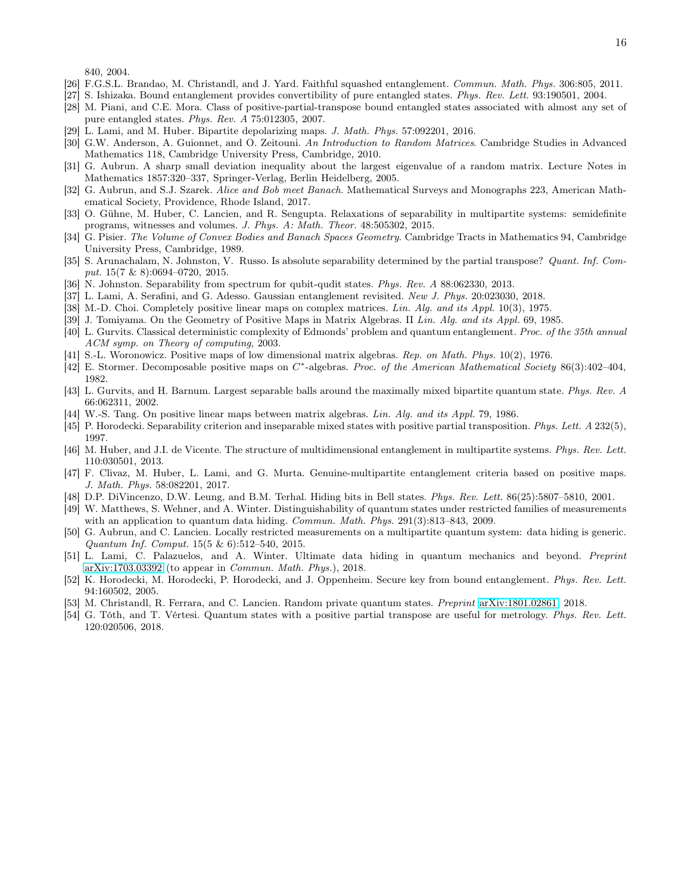840, 2004.

[26] F.G.S.L. Brandao, M. Christandl, and J. Yard. Faithful squashed entanglement. *Commun. Math. Phys.* 306:805, 2011.

[27] S. Ishizaka. Bound entanglement provides convertibility of pure entangled states. *Phys. Rev. Lett.* 93:190501, 2004.

[28] M. Piani, and C.E. Mora. Class of positive-partial-transpose bound entangled states associated with almost any set of pure entangled states. *Phys. Rev. A* 75:012305, 2007.

[29] L. Lami, and M. Huber. Bipartite depolarizing maps. *J. Math. Phys.* 57:092201, 2016.

[30] G.W. Anderson, A. Guionnet, and O. Zeitouni. *An Introduction to Random Matrices*. Cambridge Studies in Advanced Mathematics 118, Cambridge University Press, Cambridge, 2010.

[31] G. Aubrun. A sharp small deviation inequality about the largest eigenvalue of a random matrix. Lecture Notes in Mathematics 1857:320–337, Springer-Verlag, Berlin Heidelberg, 2005.

[32] G. Aubrun, and S.J. Szarek. *Alice and Bob meet Banach*. Mathematical Surveys and Monographs 223, American Mathematical Society, Providence, Rhode Island, 2017.

[33] O. Gühne, M. Huber, C. Lancien, and R. Sengupta. Relaxations of separability in multipartite systems: semidefinite programs, witnesses and volumes. *J. Phys. A: Math. Theor.* 48:505302, 2015.

[34] G. Pisier. *The Volume of Convex Bodies and Banach Spaces Geometry*. Cambridge Tracts in Mathematics 94, Cambridge University Press, Cambridge, 1989.

[35] S. Arunachalam, N. Johnston, V. Russo. Is absolute separability determined by the partial transpose? *Quant. Inf. Comput.* 15(7 & 8):0694–0720, 2015.

[36] N. Johnston. Separability from spectrum for qubit-qudit states. *Phys. Rev. A* 88:062330, 2013.

[37] L. Lami, A. Serafini, and G. Adesso. Gaussian entanglement revisited. *New J. Phys.* 20:023030, 2018.

[38] M.-D. Choi. Completely positive linear maps on complex matrices. *Lin. Alg. and its Appl.* 10(3), 1975.

[39] J. Tomiyama. On the Geometry of Positive Maps in Matrix Algebras. II *Lin. Alg. and its Appl.* 69, 1985.

[40] L. Gurvits. Classical deterministic complexity of Edmonds' problem and quantum entanglement. *Proc. of the 35th annual ACM symp. on Theory of computing*, 2003.

[41] S.-L. Woronowicz. Positive maps of low dimensional matrix algebras. *Rep. on Math. Phys.* 10(2), 1976.

[42] E. Stormer. Decomposable positive maps on $C^*$-algebras. *Proc. of the American Mathematical Society* 86(3):402–404, 1982.

[43] L. Gurvits, and H. Barnum. Largest separable balls around the maximally mixed bipartite quantum state. *Phys. Rev. A* 66:062311, 2002.

[44] W.-S. Tang. On positive linear maps between matrix algebras. *Lin. Alg. and its Appl.* 79, 1986.

[45] P. Horodecki. Separability criterion and inseparable mixed states with positive partial transposition. *Phys. Lett. A* 232(5), 1997.

[46] M. Huber, and J.I. de Vicente. The structure of multidimensional entanglement in multipartite systems. *Phys. Rev. Lett.* 110:030501, 2013.

[47] F. Clivaz, M. Huber, L. Lami, and G. Murta. Genuine-multipartite entanglement criteria based on positive maps. *J. Math. Phys.* 58:082201, 2017.

[48] D.P. DiVincenzo, D.W. Leung, and B.M. Terhal. Hiding bits in Bell states. *Phys. Rev. Lett.* 86(25):5807–5810, 2001.

[49] W. Matthews, S. Wehner, and A. Winter. Distinguishability of quantum states under restricted families of measurements with an application to quantum data hiding. *Commun. Math. Phys.* 291(3):813–843, 2009.

[50] G. Aubrun, and C. Lancien. Locally restricted measurements on a multipartite quantum system: data hiding is generic. *Quantum Inf. Comput.* 15(5 & 6):512–540, 2015.

[51] L. Lami, C. Palazuelos, and A. Winter. Ultimate data hiding in quantum mechanics and beyond. *Preprint* arXiv:1703.03392 (to appear in *Commun. Math. Phys.*), 2018.

[52] K. Horodecki, M. Horodecki, P. Horodecki, and J. Oppenheim. Secure key from bound entanglement. *Phys. Rev. Lett.* 94:160502, 2005.

[53] M. Christandl, R. Ferrara, and C. Lancien. Random private quantum states. *Preprint* arXiv:1801.02861, 2018.

[54] G. Tóth, and T. Vértesi. Quantum states with a positive partial transpose are useful for metrology. *Phys. Rev. Lett.* 120:020506, 2018.